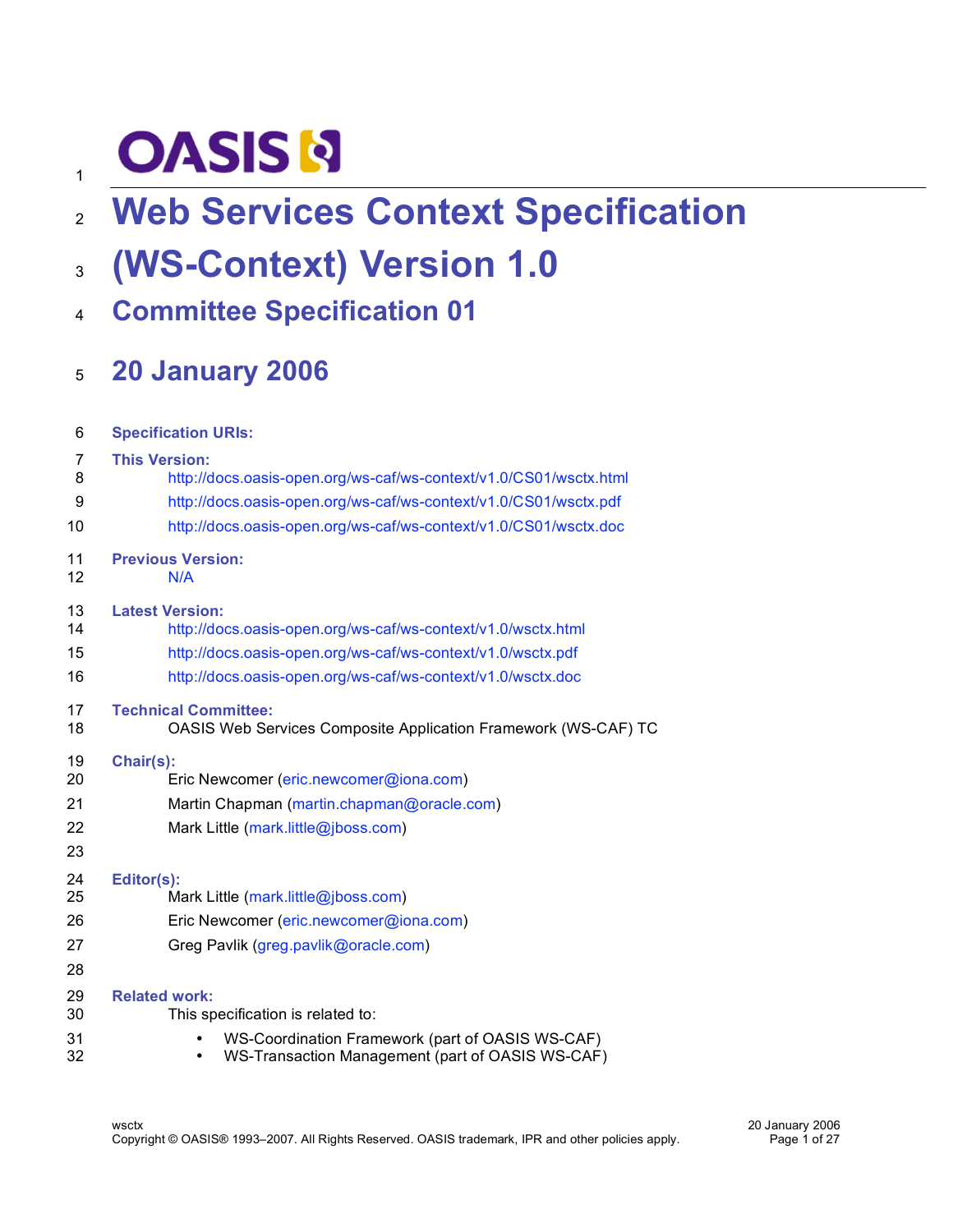OASIS

# Web Services Context Specification (WS-Context) Version 1.0

## Committee Specification 01

## 20 January 2006

**Specification URIs:**

**This Version:**

http://docs.oasis-open.org/ws-caf/ws-context/v1.0/CS01/wsctx.html

http://docs.oasis-open.org/ws-caf/ws-context/v1.0/CS01/wsctx.pdf

http://docs.oasis-open.org/ws-caf/ws-context/v1.0/CS01/wsctx.doc

**Previous Version:**

N/A

**Latest Version:**

http://docs.oasis-open.org/ws-caf/ws-context/v1.0/wsctx.html

http://docs.oasis-open.org/ws-caf/ws-context/v1.0/wsctx.pdf

http://docs.oasis-open.org/ws-caf/ws-context/v1.0/wsctx.doc

**Technical Committee:**

OASIS Web Services Composite Application Framework (WS-CAF) TC

**Chair(s):**

Eric Newcomer (eric.newcomer@iona.com)

Martin Chapman (martin.chapman@oracle.com)

Mark Little (mark.little@jboss.com)

**Editor(s):**

Mark Little (mark.little@jboss.com)

Eric Newcomer (eric.newcomer@iona.com)

Greg Pavlik (greg.pavlik@oracle.com)

**Related work:**

This specification is related to:

- WS-Coordination Framework (part of OASIS WS-CAF)
- WS-Transaction Management (part of OASIS WS-CAF)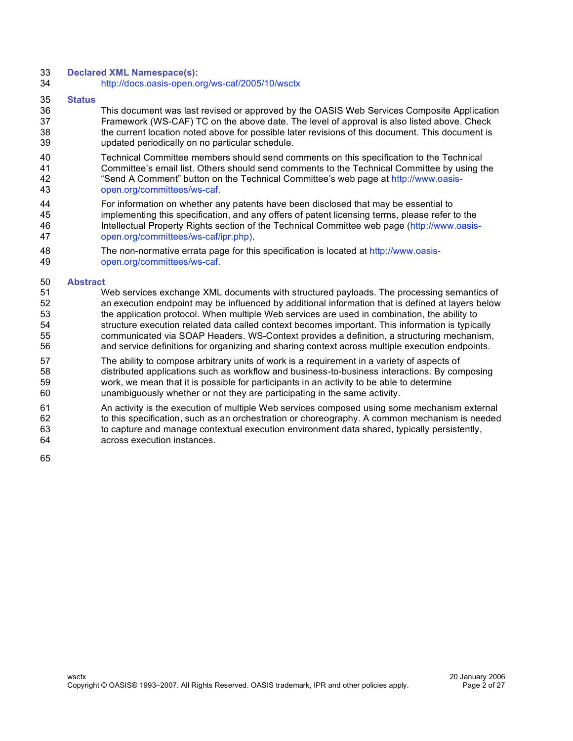**Declared XML Namespace(s):**

http://docs.oasis-open.org/ws-caf/2005/10/wsctx

**Status**

This document was last revised or approved by the OASIS Web Services Composite Application Framework (WS-CAF) TC on the above date. The level of approval is also listed above. Check the current location noted above for possible later revisions of this document. This document is updated periodically on no particular schedule.

Technical Committee members should send comments on this specification to the Technical Committee's email list. Others should send comments to the Technical Committee by using the "Send A Comment" button on the Technical Committee's web page at http://www.oasis-open.org/committees/ws-caf.

For information on whether any patents have been disclosed that may be essential to implementing this specification, and any offers of patent licensing terms, please refer to the Intellectual Property Rights section of the Technical Committee web page (http://www.oasis-open.org/committees/ws-caf/ipr.php).

The non-normative errata page for this specification is located at http://www.oasis-open.org/committees/ws-caf.

**Abstract**

Web services exchange XML documents with structured payloads. The processing semantics of an execution endpoint may be influenced by additional information that is defined at layers below the application protocol. When multiple Web services are used in combination, the ability to structure execution related data called context becomes important. This information is typically communicated via SOAP Headers. WS-Context provides a definition, a structuring mechanism, and service definitions for organizing and sharing context across multiple execution endpoints.

The ability to compose arbitrary units of work is a requirement in a variety of aspects of distributed applications such as workflow and business-to-business interactions. By composing work, we mean that it is possible for participants in an activity to be able to determine unambiguously whether or not they are participating in the same activity.

An activity is the execution of multiple Web services composed using some mechanism external to this specification, such as an orchestration or choreography. A common mechanism is needed to capture and manage contextual execution environment data shared, typically persistently, across execution instances.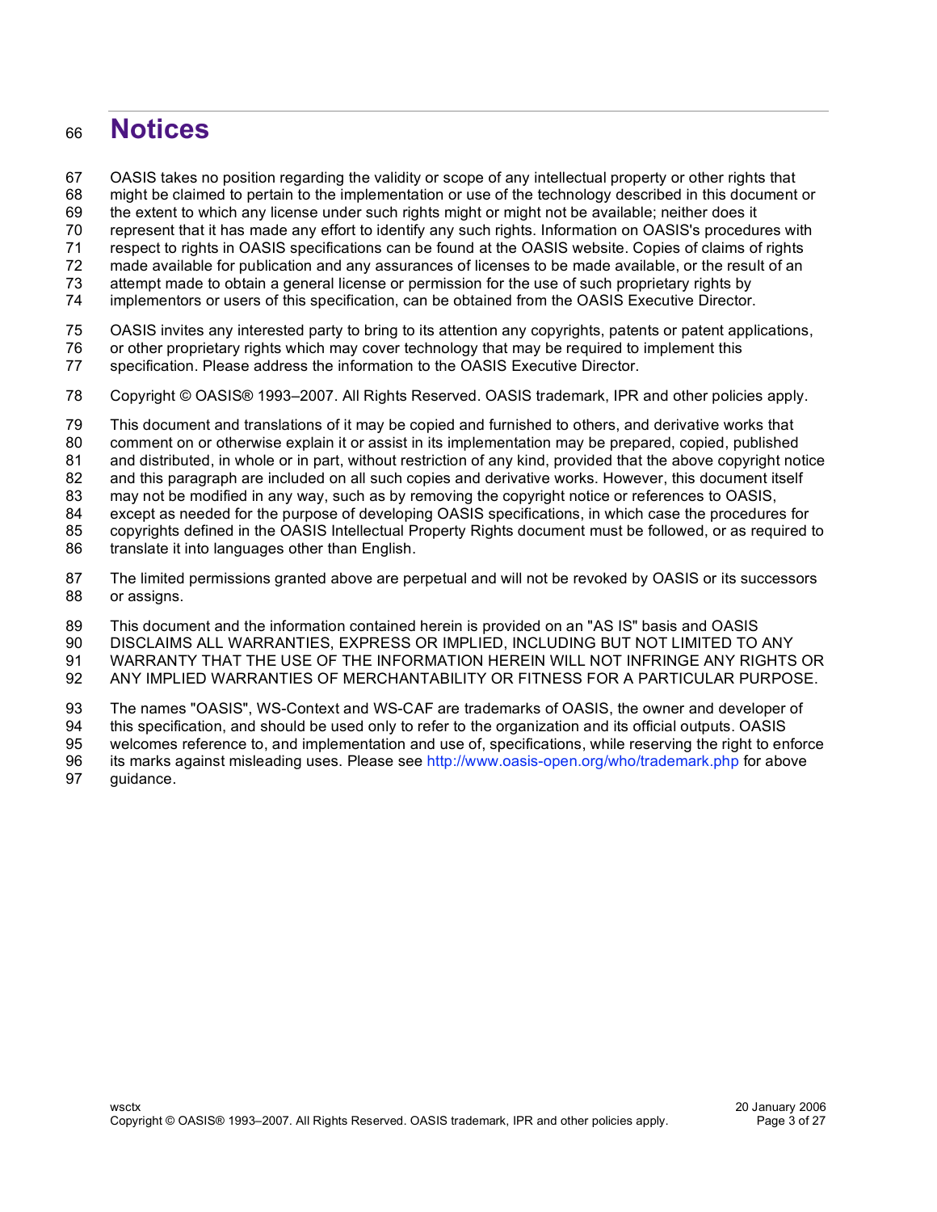# Notices

OASIS takes no position regarding the validity or scope of any intellectual property or other rights that might be claimed to pertain to the implementation or use of the technology described in this document or the extent to which any license under such rights might or might not be available; neither does it represent that it has made any effort to identify any such rights. Information on OASIS's procedures with respect to rights in OASIS specifications can be found at the OASIS website. Copies of claims of rights made available for publication and any assurances of licenses to be made available, or the result of an attempt made to obtain a general license or permission for the use of such proprietary rights by implementors or users of this specification, can be obtained from the OASIS Executive Director.

OASIS invites any interested party to bring to its attention any copyrights, patents or patent applications, or other proprietary rights which may cover technology that may be required to implement this specification. Please address the information to the OASIS Executive Director.

Copyright © OASIS® 1993–2007. All Rights Reserved. OASIS trademark, IPR and other policies apply.

This document and translations of it may be copied and furnished to others, and derivative works that comment on or otherwise explain it or assist in its implementation may be prepared, copied, published and distributed, in whole or in part, without restriction of any kind, provided that the above copyright notice and this paragraph are included on all such copies and derivative works. However, this document itself may not be modified in any way, such as by removing the copyright notice or references to OASIS, except as needed for the purpose of developing OASIS specifications, in which case the procedures for copyrights defined in the OASIS Intellectual Property Rights document must be followed, or as required to translate it into languages other than English.

The limited permissions granted above are perpetual and will not be revoked by OASIS or its successors or assigns.

This document and the information contained herein is provided on an "AS IS" basis and OASIS DISCLAIMS ALL WARRANTIES, EXPRESS OR IMPLIED, INCLUDING BUT NOT LIMITED TO ANY WARRANTY THAT THE USE OF THE INFORMATION HEREIN WILL NOT INFRINGE ANY RIGHTS OR ANY IMPLIED WARRANTIES OF MERCHANTABILITY OR FITNESS FOR A PARTICULAR PURPOSE.

The names "OASIS", WS-Context and WS-CAF are trademarks of OASIS, the owner and developer of this specification, and should be used only to refer to the organization and its official outputs. OASIS welcomes reference to, and implementation and use of, specifications, while reserving the right to enforce its marks against misleading uses. Please see http://www.oasis-open.org/who/trademark.php for above guidance.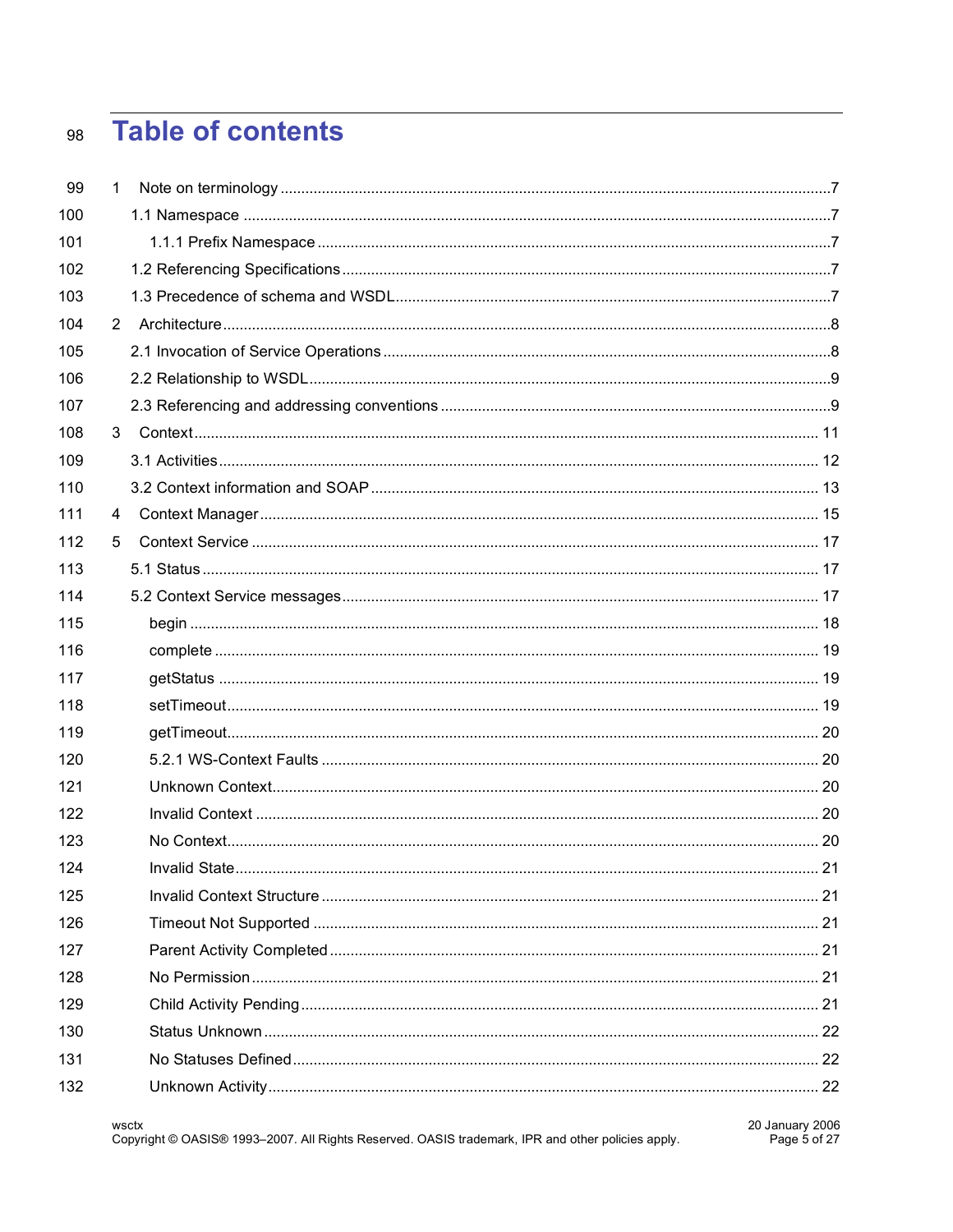# Table of contents

1 Note on terminology .......... 7
  1.1 Namespace .......... 7
    1.1.1 Prefix Namespace .......... 7
  1.2 Referencing Specifications .......... 7
  1.3 Precedence of schema and WSDL .......... 7
2 Architecture .......... 8
  2.1 Invocation of Service Operations .......... 8
  2.2 Relationship to WSDL .......... 9
  2.3 Referencing and addressing conventions .......... 9
3 Context .......... 11
  3.1 Activities .......... 12
  3.2 Context information and SOAP .......... 13
4 Context Manager .......... 15
5 Context Service .......... 17
  5.1 Status .......... 17
  5.2 Context Service messages .......... 17
    begin .......... 18
    complete .......... 19
    getStatus .......... 19
    setTimeout .......... 19
    getTimeout .......... 20
    5.2.1 WS-Context Faults .......... 20
    Unknown Context .......... 20
    Invalid Context .......... 20
    No Context .......... 20
    Invalid State .......... 21
    Invalid Context Structure .......... 21
    Timeout Not Supported .......... 21
    Parent Activity Completed .......... 21
    No Permission .......... 21
    Child Activity Pending .......... 21
    Status Unknown .......... 22
    No Statuses Defined .......... 22
    Unknown Activity .......... 22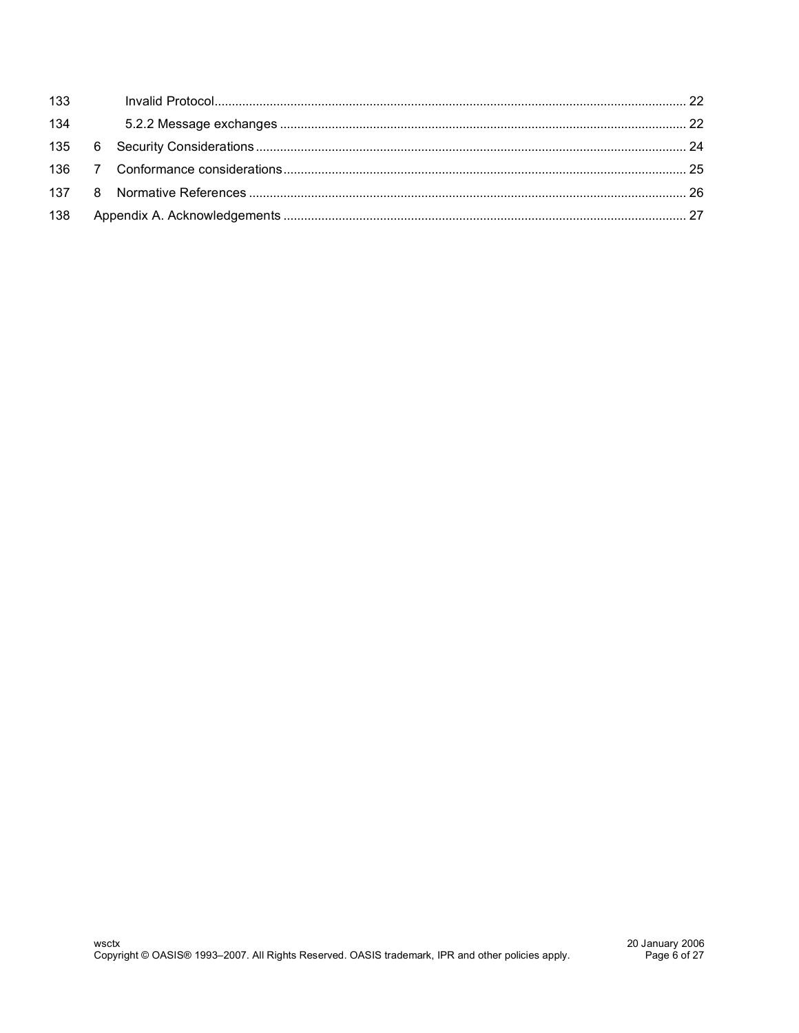133 Invalid Protocol ........................................................................................................................................ 22

134 5.2.2 Message exchanges .................................................................................................................... 22

135 6 Security Considerations ........................................................................................................................... 24

136 7 Conformance considerations ................................................................................................................... 25

137 8 Normative References ............................................................................................................................. 26

138 Appendix A. Acknowledgements .................................................................................................................... 27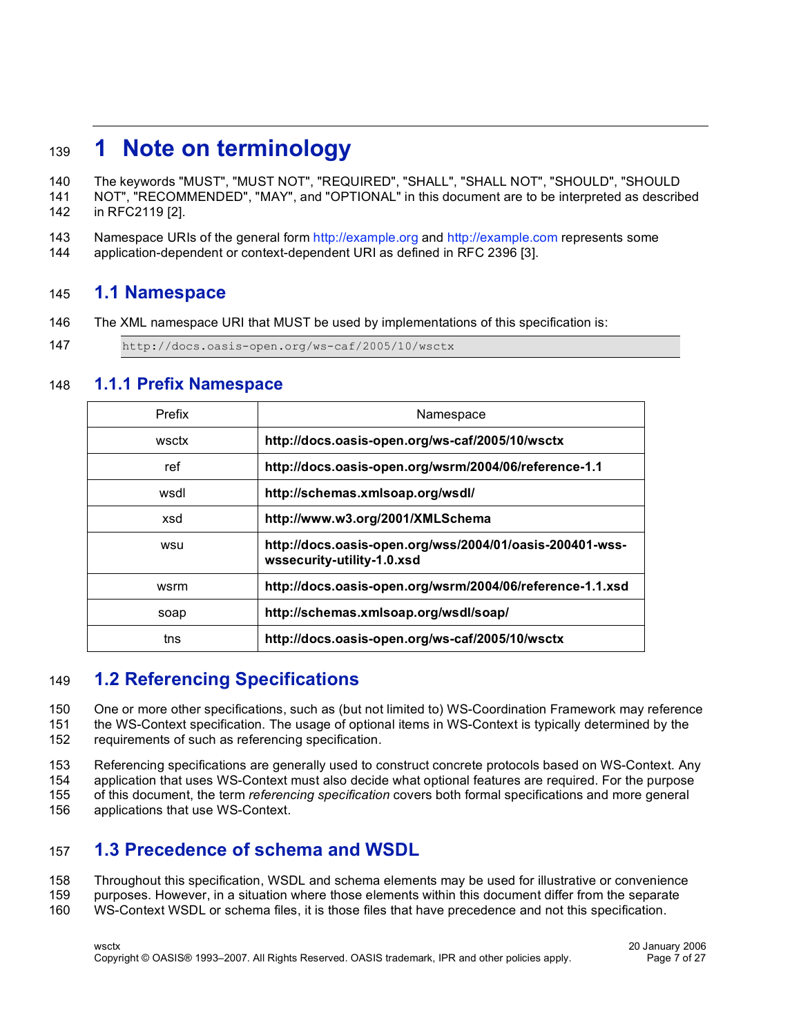# 1 Note on terminology

The keywords "MUST", "MUST NOT", "REQUIRED", "SHALL", "SHALL NOT", "SHOULD", "SHOULD NOT", "RECOMMENDED", "MAY", and "OPTIONAL" in this document are to be interpreted as described in RFC2119 [2].

Namespace URIs of the general form http://example.org and http://example.com represents some application-dependent or context-dependent URI as defined in RFC 2396 [3].

## 1.1 Namespace

The XML namespace URI that MUST be used by implementations of this specification is:

```
http://docs.oasis-open.org/ws-caf/2005/10/wsctx
```

### 1.1.1 Prefix Namespace

| Prefix | Namespace |
|---|---|
| wsctx | **http://docs.oasis-open.org/ws-caf/2005/10/wsctx** |
| ref | **http://docs.oasis-open.org/wsrm/2004/06/reference-1.1** |
| wsdl | **http://schemas.xmlsoap.org/wsdl/** |
| xsd | **http://www.w3.org/2001/XMLSchema** |
| wsu | **http://docs.oasis-open.org/wss/2004/01/oasis-200401-wss-wssecurity-utility-1.0.xsd** |
| wsrm | **http://docs.oasis-open.org/wsrm/2004/06/reference-1.1.xsd** |
| soap | **http://schemas.xmlsoap.org/wsdl/soap/** |
| tns | **http://docs.oasis-open.org/ws-caf/2005/10/wsctx** |

## 1.2 Referencing Specifications

One or more other specifications, such as (but not limited to) WS-Coordination Framework may reference the WS-Context specification. The usage of optional items in WS-Context is typically determined by the requirements of such as referencing specification.

Referencing specifications are generally used to construct concrete protocols based on WS-Context. Any application that uses WS-Context must also decide what optional features are required. For the purpose of this document, the term *referencing specification* covers both formal specifications and more general applications that use WS-Context.

## 1.3 Precedence of schema and WSDL

Throughout this specification, WSDL and schema elements may be used for illustrative or convenience purposes. However, in a situation where those elements within this document differ from the separate WS-Context WSDL or schema files, it is those files that have precedence and not this specification.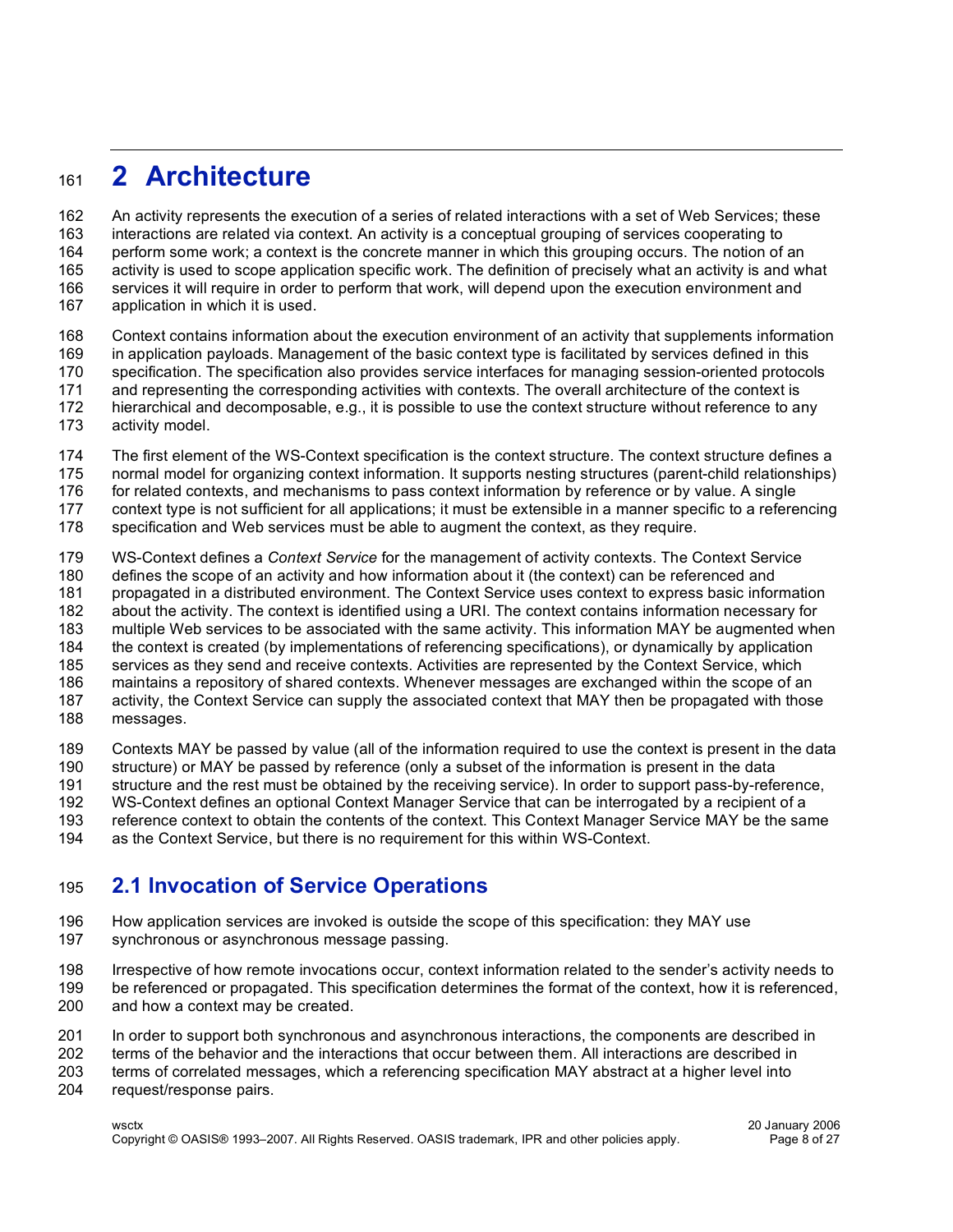# 2 Architecture

An activity represents the execution of a series of related interactions with a set of Web Services; these interactions are related via context. An activity is a conceptual grouping of services cooperating to perform some work; a context is the concrete manner in which this grouping occurs. The notion of an activity is used to scope application specific work. The definition of precisely what an activity is and what services it will require in order to perform that work, will depend upon the execution environment and application in which it is used.

Context contains information about the execution environment of an activity that supplements information in application payloads. Management of the basic context type is facilitated by services defined in this specification. The specification also provides service interfaces for managing session-oriented protocols and representing the corresponding activities with contexts. The overall architecture of the context is hierarchical and decomposable, e.g., it is possible to use the context structure without reference to any activity model.

The first element of the WS-Context specification is the context structure. The context structure defines a normal model for organizing context information. It supports nesting structures (parent-child relationships) for related contexts, and mechanisms to pass context information by reference or by value. A single context type is not sufficient for all applications; it must be extensible in a manner specific to a referencing specification and Web services must be able to augment the context, as they require.

WS-Context defines a *Context Service* for the management of activity contexts. The Context Service defines the scope of an activity and how information about it (the context) can be referenced and propagated in a distributed environment. The Context Service uses context to express basic information about the activity. The context is identified using a URI. The context contains information necessary for multiple Web services to be associated with the same activity. This information MAY be augmented when the context is created (by implementations of referencing specifications), or dynamically by application services as they send and receive contexts. Activities are represented by the Context Service, which maintains a repository of shared contexts. Whenever messages are exchanged within the scope of an activity, the Context Service can supply the associated context that MAY then be propagated with those messages.

Contexts MAY be passed by value (all of the information required to use the context is present in the data structure) or MAY be passed by reference (only a subset of the information is present in the data structure and the rest must be obtained by the receiving service). In order to support pass-by-reference, WS-Context defines an optional Context Manager Service that can be interrogated by a recipient of a reference context to obtain the contents of the context. This Context Manager Service MAY be the same as the Context Service, but there is no requirement for this within WS-Context.

## 2.1 Invocation of Service Operations

How application services are invoked is outside the scope of this specification: they MAY use synchronous or asynchronous message passing.

Irrespective of how remote invocations occur, context information related to the sender's activity needs to be referenced or propagated. This specification determines the format of the context, how it is referenced, and how a context may be created.

In order to support both synchronous and asynchronous interactions, the components are described in terms of the behavior and the interactions that occur between them. All interactions are described in terms of correlated messages, which a referencing specification MAY abstract at a higher level into request/response pairs.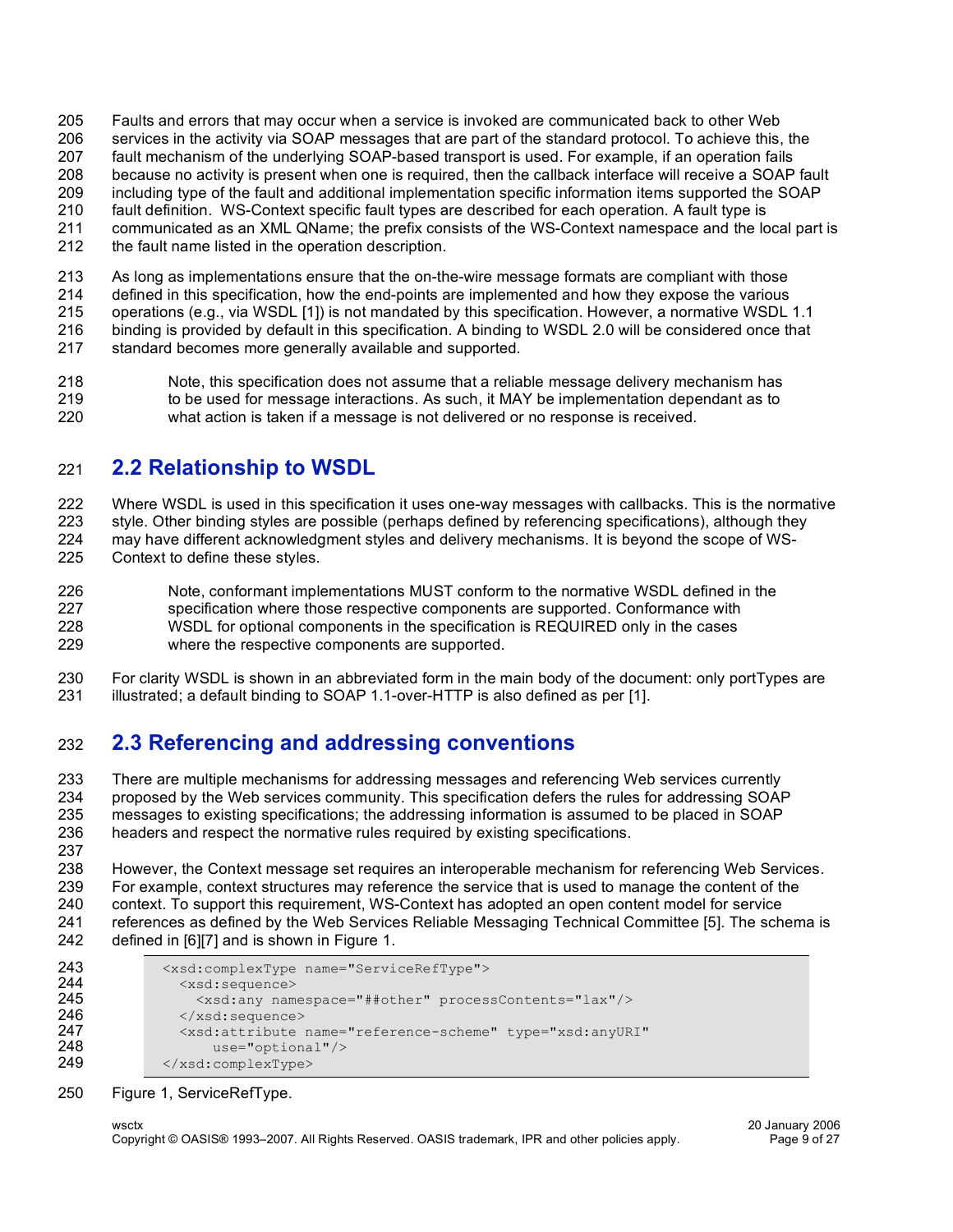Faults and errors that may occur when a service is invoked are communicated back to other Web services in the activity via SOAP messages that are part of the standard protocol. To achieve this, the fault mechanism of the underlying SOAP-based transport is used. For example, if an operation fails because no activity is present when one is required, then the callback interface will receive a SOAP fault including type of the fault and additional implementation specific information items supported the SOAP fault definition. WS-Context specific fault types are described for each operation. A fault type is communicated as an XML QName; the prefix consists of the WS-Context namespace and the local part is the fault name listed in the operation description.

As long as implementations ensure that the on-the-wire message formats are compliant with those defined in this specification, how the end-points are implemented and how they expose the various operations (e.g., via WSDL [1]) is not mandated by this specification. However, a normative WSDL 1.1 binding is provided by default in this specification. A binding to WSDL 2.0 will be considered once that standard becomes more generally available and supported.

> Note, this specification does not assume that a reliable message delivery mechanism has to be used for message interactions. As such, it MAY be implementation dependant as to what action is taken if a message is not delivered or no response is received.

## 2.2 Relationship to WSDL

Where WSDL is used in this specification it uses one-way messages with callbacks. This is the normative style. Other binding styles are possible (perhaps defined by referencing specifications), although they may have different acknowledgment styles and delivery mechanisms. It is beyond the scope of WS-Context to define these styles.

> Note, conformant implementations MUST conform to the normative WSDL defined in the specification where those respective components are supported. Conformance with WSDL for optional components in the specification is REQUIRED only in the cases where the respective components are supported.

For clarity WSDL is shown in an abbreviated form in the main body of the document: only portTypes are illustrated; a default binding to SOAP 1.1-over-HTTP is also defined as per [1].

## 2.3 Referencing and addressing conventions

There are multiple mechanisms for addressing messages and referencing Web services currently proposed by the Web services community. This specification defers the rules for addressing SOAP messages to existing specifications; the addressing information is assumed to be placed in SOAP headers and respect the normative rules required by existing specifications.

However, the Context message set requires an interoperable mechanism for referencing Web Services. For example, context structures may reference the service that is used to manage the content of the context. To support this requirement, WS-Context has adopted an open content model for service references as defined by the Web Services Reliable Messaging Technical Committee [5]. The schema is defined in [6][7] and is shown in Figure 1.

```
<xsd:complexType name="ServiceRefType">
  <xsd:sequence>
    <xsd:any namespace="##other" processContents="lax"/>
  </xsd:sequence>
  <xsd:attribute name="reference-scheme" type="xsd:anyURI"
      use="optional"/>
</xsd:complexType>
```

Figure 1, ServiceRefType.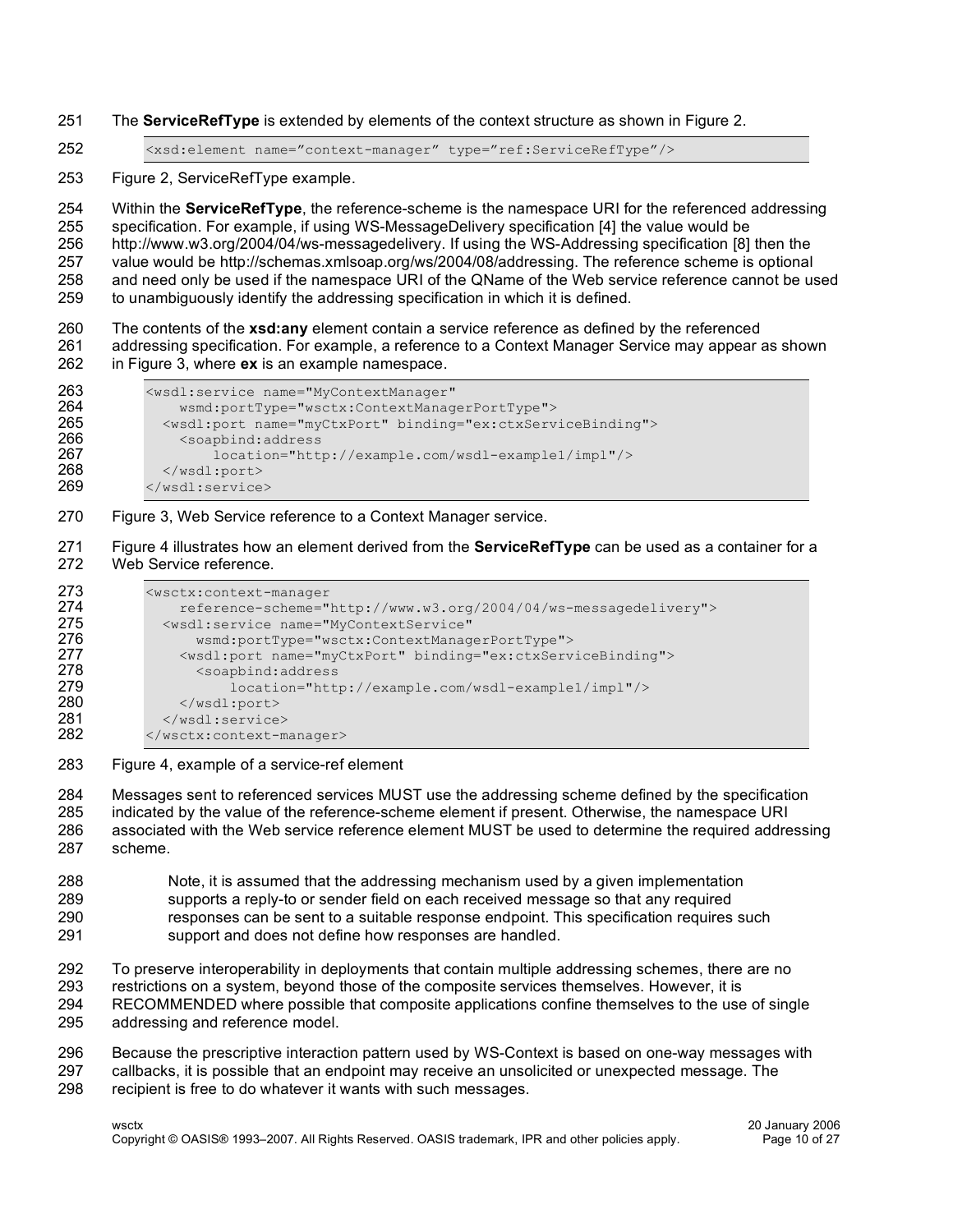The **ServiceRefType** is extended by elements of the context structure as shown in Figure 2.

```
<xsd:element name="context-manager" type="ref:ServiceRefType"/>
```

Figure 2, ServiceRefType example.

Within the **ServiceRefType**, the reference-scheme is the namespace URI for the referenced addressing specification. For example, if using WS-MessageDelivery specification [4] the value would be http://www.w3.org/2004/04/ws-messagedelivery. If using the WS-Addressing specification [8] then the value would be http://schemas.xmlsoap.org/ws/2004/08/addressing. The reference scheme is optional and need only be used if the namespace URI of the QName of the Web service reference cannot be used to unambiguously identify the addressing specification in which it is defined.

The contents of the **xsd:any** element contain a service reference as defined by the referenced addressing specification. For example, a reference to a Context Manager Service may appear as shown in Figure 3, where **ex** is an example namespace.

```
<wsdl:service name="MyContextManager"
    wsmd:portType="wsctx:ContextManagerPortType">
  <wsdl:port name="myCtxPort" binding="ex:ctxServiceBinding">
    <soapbind:address
        location="http://example.com/wsdl-example1/impl"/>
  </wsdl:port>
</wsdl:service>
```

Figure 3, Web Service reference to a Context Manager service.

Figure 4 illustrates how an element derived from the **ServiceRefType** can be used as a container for a Web Service reference.

```
<wsctx:context-manager
    reference-scheme="http://www.w3.org/2004/04/ws-messagedelivery">
  <wsdl:service name="MyContextService"
      wsmd:portType="wsctx:ContextManagerPortType">
    <wsdl:port name="myCtxPort" binding="ex:ctxServiceBinding">
      <soapbind:address
          location="http://example.com/wsdl-example1/impl"/>
    </wsdl:port>
  </wsdl:service>
</wsctx:context-manager>
```

Figure 4, example of a service-ref element

Messages sent to referenced services MUST use the addressing scheme defined by the specification indicated by the value of the reference-scheme element if present. Otherwise, the namespace URI associated with the Web service reference element MUST be used to determine the required addressing scheme.

> Note, it is assumed that the addressing mechanism used by a given implementation supports a reply-to or sender field on each received message so that any required responses can be sent to a suitable response endpoint. This specification requires such support and does not define how responses are handled.

To preserve interoperability in deployments that contain multiple addressing schemes, there are no restrictions on a system, beyond those of the composite services themselves. However, it is RECOMMENDED where possible that composite applications confine themselves to the use of single addressing and reference model.

Because the prescriptive interaction pattern used by WS-Context is based on one-way messages with callbacks, it is possible that an endpoint may receive an unsolicited or unexpected message. The recipient is free to do whatever it wants with such messages.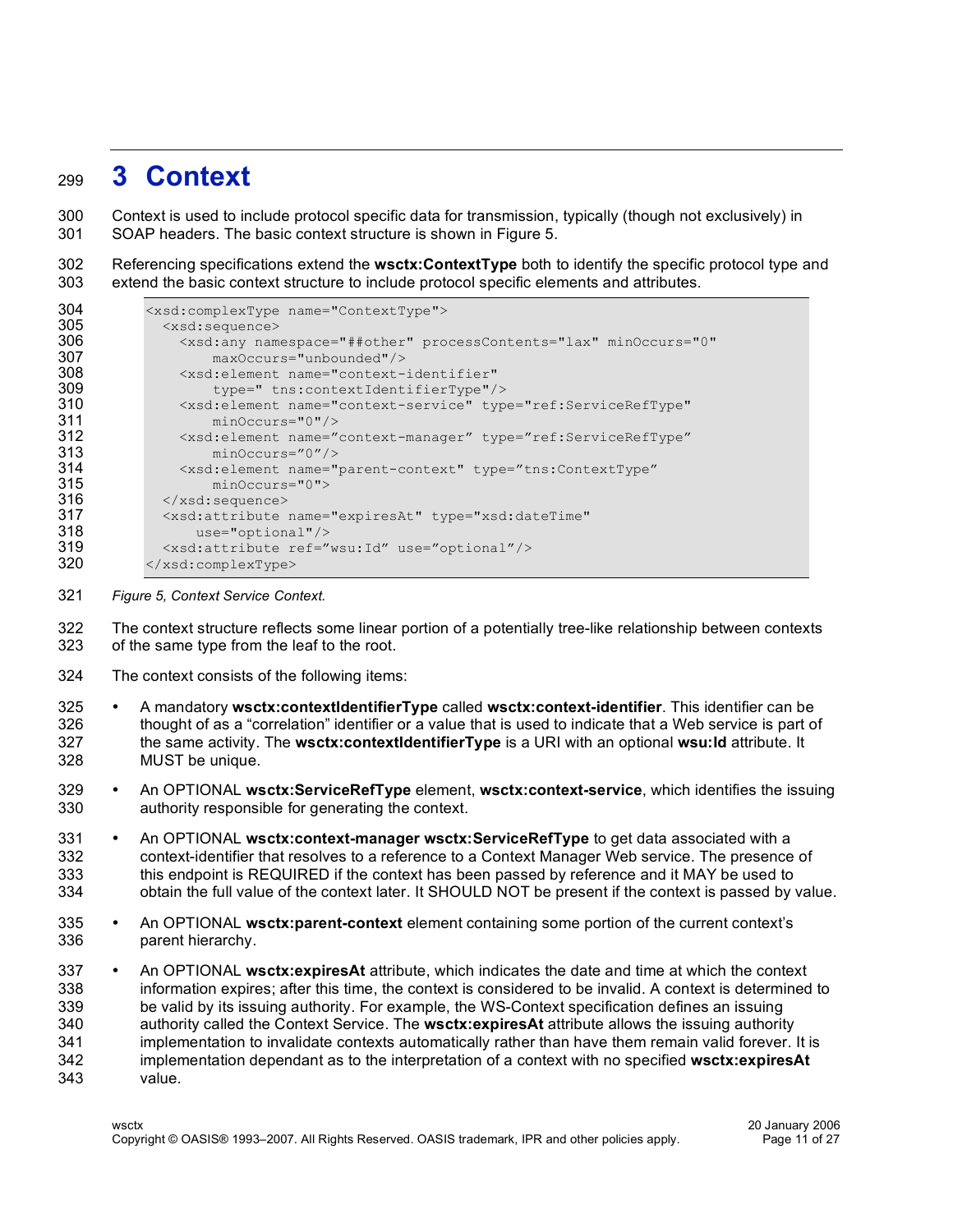# 3 Context

Context is used to include protocol specific data for transmission, typically (though not exclusively) in SOAP headers. The basic context structure is shown in Figure 5.

Referencing specifications extend the **wsctx:ContextType** both to identify the specific protocol type and extend the basic context structure to include protocol specific elements and attributes.

```
<xsd:complexType name="ContextType">
  <xsd:sequence>
    <xsd:any namespace="##other" processContents="lax" minOccurs="0"
        maxOccurs="unbounded"/>
    <xsd:element name="context-identifier"
        type=" tns:contextIdentifierType"/>
    <xsd:element name="context-service" type="ref:ServiceRefType"
        minOccurs="0"/>
    <xsd:element name="context-manager" type="ref:ServiceRefType"
        minOccurs="0"/>
    <xsd:element name="parent-context" type="tns:ContextType"
        minOccurs="0">
  </xsd:sequence>
  <xsd:attribute name="expiresAt" type="xsd:dateTime"
      use="optional"/>
  <xsd:attribute ref="wsu:Id" use="optional"/>
</xsd:complexType>
```

*Figure 5, Context Service Context.*

The context structure reflects some linear portion of a potentially tree-like relationship between contexts of the same type from the leaf to the root.

The context consists of the following items:

- A mandatory **wsctx:contextIdentifierType** called **wsctx:context-identifier**. This identifier can be thought of as a "correlation" identifier or a value that is used to indicate that a Web service is part of the same activity. The **wsctx:contextIdentifierType** is a URI with an optional **wsu:Id** attribute. It MUST be unique.
- An OPTIONAL **wsctx:ServiceRefType** element, **wsctx:context-service**, which identifies the issuing authority responsible for generating the context.
- An OPTIONAL **wsctx:context-manager wsctx:ServiceRefType** to get data associated with a context-identifier that resolves to a reference to a Context Manager Web service. The presence of this endpoint is REQUIRED if the context has been passed by reference and it MAY be used to obtain the full value of the context later. It SHOULD NOT be present if the context is passed by value.
- An OPTIONAL **wsctx:parent-context** element containing some portion of the current context's parent hierarchy.
- An OPTIONAL **wsctx:expiresAt** attribute, which indicates the date and time at which the context information expires; after this time, the context is considered to be invalid. A context is determined to be valid by its issuing authority. For example, the WS-Context specification defines an issuing authority called the Context Service. The **wsctx:expiresAt** attribute allows the issuing authority implementation to invalidate contexts automatically rather than have them remain valid forever. It is implementation dependant as to the interpretation of a context with no specified **wsctx:expiresAt** value.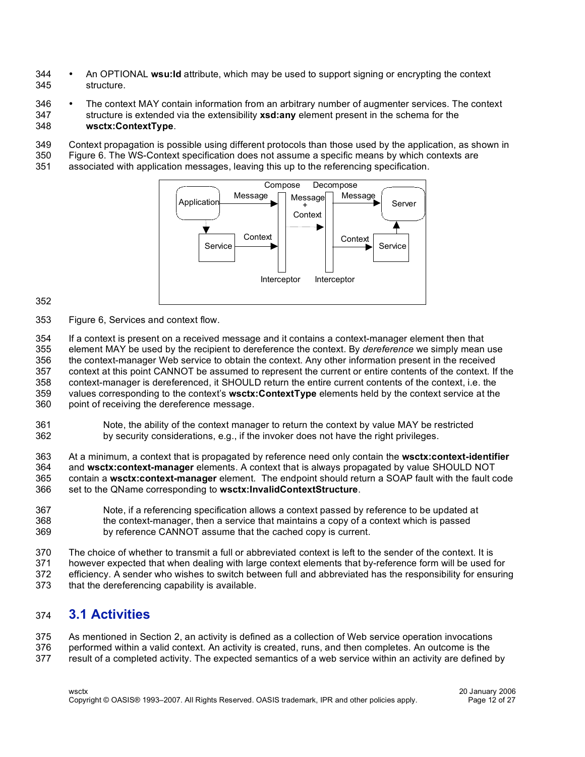- An OPTIONAL **wsu:Id** attribute, which may be used to support signing or encrypting the context structure.
- The context MAY contain information from an arbitrary number of augmenter services. The context structure is extended via the extensibility **xsd:any** element present in the schema for the **wsctx:ContextType**.

Context propagation is possible using different protocols than those used by the application, as shown in Figure 6. The WS-Context specification does not assume a specific means by which contexts are associated with application messages, leaving this up to the referencing specification.

Figure 6, Services and context flow.

If a context is present on a received message and it contains a context-manager element then that element MAY be used by the recipient to dereference the context. By *dereference* we simply mean use the context-manager Web service to obtain the context. Any other information present in the received context at this point CANNOT be assumed to represent the current or entire contents of the context. If the context-manager is dereferenced, it SHOULD return the entire current contents of the context, i.e. the values corresponding to the context's **wsctx:ContextType** elements held by the context service at the point of receiving the dereference message.

> Note, the ability of the context manager to return the context by value MAY be restricted by security considerations, e.g., if the invoker does not have the right privileges.

At a minimum, a context that is propagated by reference need only contain the **wsctx:context-identifier** and **wsctx:context-manager** elements. A context that is always propagated by value SHOULD NOT contain a **wsctx:context-manager** element. The endpoint should return a SOAP fault with the fault code set to the QName corresponding to **wsctx:InvalidContextStructure**.

> Note, if a referencing specification allows a context passed by reference to be updated at the context-manager, then a service that maintains a copy of a context which is passed by reference CANNOT assume that the cached copy is current.

The choice of whether to transmit a full or abbreviated context is left to the sender of the context. It is however expected that when dealing with large context elements that by-reference form will be used for efficiency. A sender who wishes to switch between full and abbreviated has the responsibility for ensuring that the dereferencing capability is available.

## 3.1 Activities

As mentioned in Section 2, an activity is defined as a collection of Web service operation invocations performed within a valid context. An activity is created, runs, and then completes. An outcome is the result of a completed activity. The expected semantics of a web service within an activity are defined by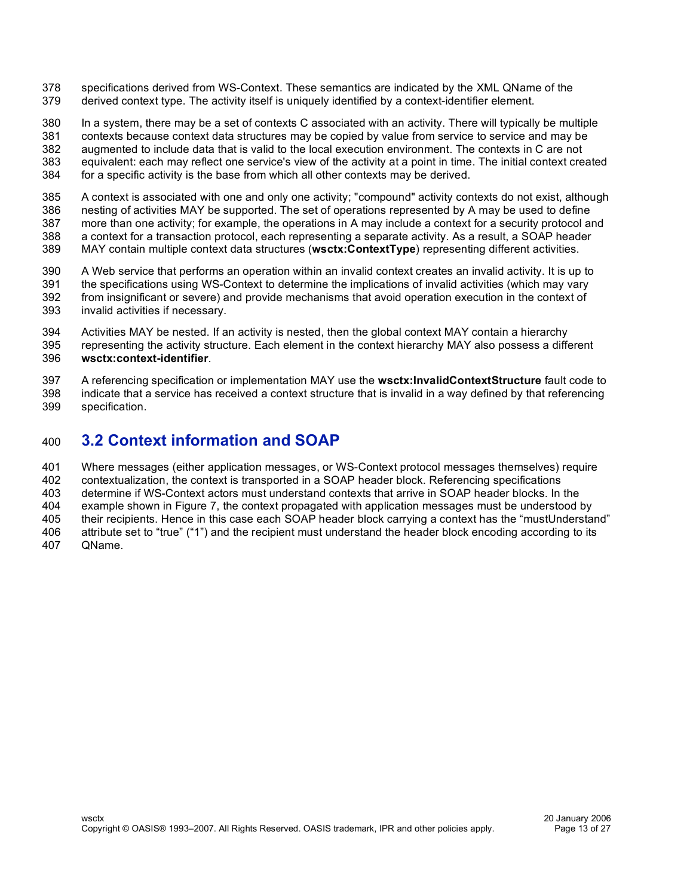specifications derived from WS-Context. These semantics are indicated by the XML QName of the derived context type. The activity itself is uniquely identified by a context-identifier element.

In a system, there may be a set of contexts C associated with an activity. There will typically be multiple contexts because context data structures may be copied by value from service to service and may be augmented to include data that is valid to the local execution environment. The contexts in C are not equivalent: each may reflect one service's view of the activity at a point in time. The initial context created for a specific activity is the base from which all other contexts may be derived.

A context is associated with one and only one activity; "compound" activity contexts do not exist, although nesting of activities MAY be supported. The set of operations represented by A may be used to define more than one activity; for example, the operations in A may include a context for a security protocol and a context for a transaction protocol, each representing a separate activity. As a result, a SOAP header MAY contain multiple context data structures (**wsctx:ContextType**) representing different activities.

A Web service that performs an operation within an invalid context creates an invalid activity. It is up to the specifications using WS-Context to determine the implications of invalid activities (which may vary from insignificant or severe) and provide mechanisms that avoid operation execution in the context of invalid activities if necessary.

Activities MAY be nested. If an activity is nested, then the global context MAY contain a hierarchy representing the activity structure. Each element in the context hierarchy MAY also possess a different **wsctx:context-identifier**.

A referencing specification or implementation MAY use the **wsctx:InvalidContextStructure** fault code to indicate that a service has received a context structure that is invalid in a way defined by that referencing specification.

## 3.2 Context information and SOAP

Where messages (either application messages, or WS-Context protocol messages themselves) require contextualization, the context is transported in a SOAP header block. Referencing specifications determine if WS-Context actors must understand contexts that arrive in SOAP header blocks. In the example shown in Figure 7, the context propagated with application messages must be understood by their recipients. Hence in this case each SOAP header block carrying a context has the "mustUnderstand" attribute set to "true" ("1") and the recipient must understand the header block encoding according to its QName.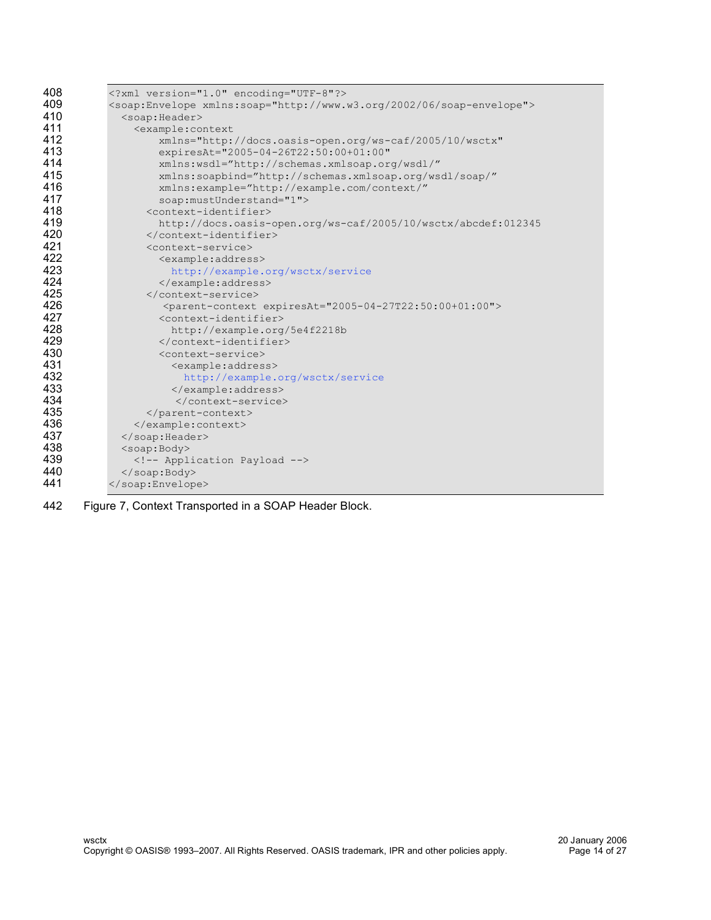```xml
<?xml version="1.0" encoding="UTF-8"?>
<soap:Envelope xmlns:soap="http://www.w3.org/2002/06/soap-envelope">
  <soap:Header>
    <example:context
        xmlns="http://docs.oasis-open.org/ws-caf/2005/10/wsctx"
        expiresAt="2005-04-26T22:50:00+01:00"
        xmlns:wsdl="http://schemas.xmlsoap.org/wsdl/"
        xmlns:soapbind="http://schemas.xmlsoap.org/wsdl/soap/"
        xmlns:example="http://example.com/context/"
        soap:mustUnderstand="1">
      <context-identifier>
        http://docs.oasis-open.org/ws-caf/2005/10/wsctx/abcdef:012345
      </context-identifier>
      <context-service>
        <example:address>
          http://example.org/wsctx/service
        </example:address>
      </context-service>
         <parent-context expiresAt="2005-04-27T22:50:00+01:00">
        <context-identifier>
          http://example.org/5e4f2218b
        </context-identifier>
        <context-service>
          <example:address>
            http://example.org/wsctx/service
          </example:address>
           </context-service>
      </parent-context>
    </example:context>
  </soap:Header>
  <soap:Body>
    <!-- Application Payload -->
  </soap:Body>
</soap:Envelope>
```

Figure 7, Context Transported in a SOAP Header Block.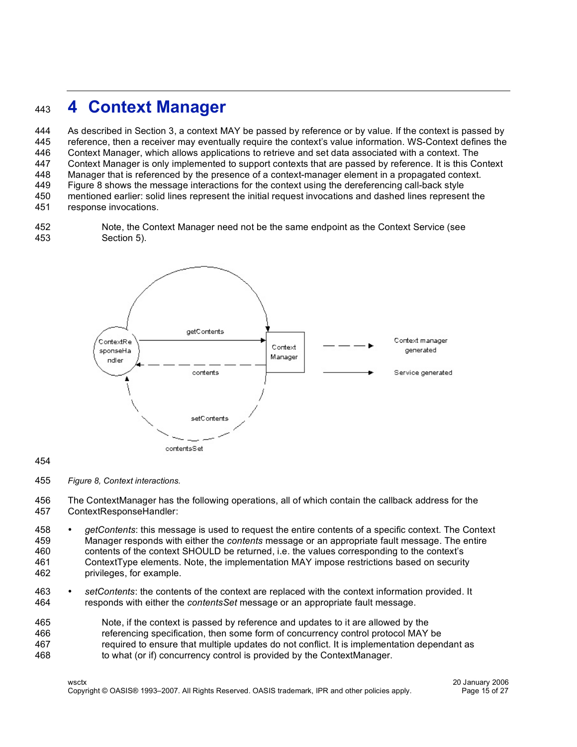# 4 Context Manager

As described in Section 3, a context MAY be passed by reference or by value. If the context is passed by reference, then a receiver may eventually require the context's value information. WS-Context defines the Context Manager, which allows applications to retrieve and set data associated with a context. The Context Manager is only implemented to support contexts that are passed by reference. It is this Context Manager that is referenced by the presence of a context-manager element in a propagated context. Figure 8 shows the message interactions for the context using the dereferencing call-back style mentioned earlier: solid lines represent the initial request invocations and dashed lines represent the response invocations.

> Note, the Context Manager need not be the same endpoint as the Context Service (see Section 5).

*Figure 8, Context interactions.*

The ContextManager has the following operations, all of which contain the callback address for the ContextResponseHandler:

- *getContents*: this message is used to request the entire contents of a specific context. The Context Manager responds with either the *contents* message or an appropriate fault message. The entire contents of the context SHOULD be returned, i.e. the values corresponding to the context's ContextType elements. Note, the implementation MAY impose restrictions based on security privileges, for example.
- *setContents*: the contents of the context are replaced with the context information provided. It responds with either the *contentsSet* message or an appropriate fault message.

> Note, if the context is passed by reference and updates to it are allowed by the referencing specification, then some form of concurrency control protocol MAY be required to ensure that multiple updates do not conflict. It is implementation dependant as to what (or if) concurrency control is provided by the ContextManager.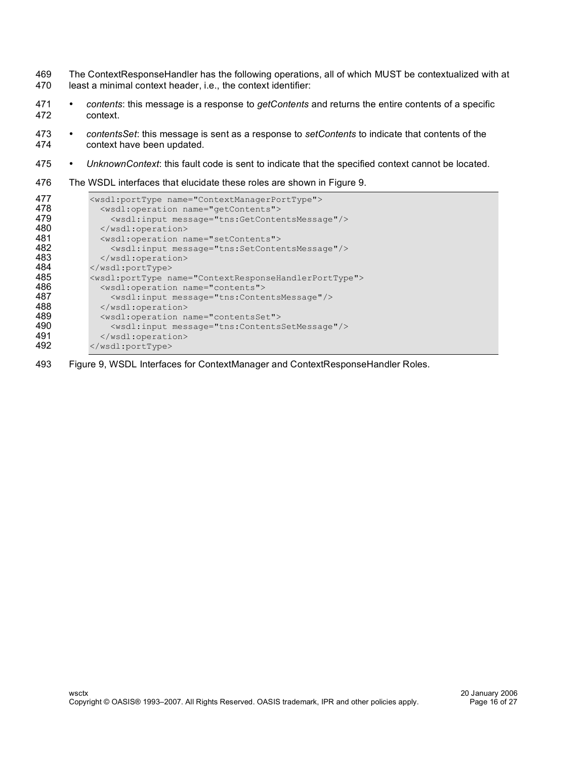The ContextResponseHandler has the following operations, all of which MUST be contextualized with at least a minimal context header, i.e., the context identifier:

- *contents*: this message is a response to *getContents* and returns the entire contents of a specific context.
- *contentsSet*: this message is sent as a response to *setContents* to indicate that contents of the context have been updated.
- *UnknownContext*: this fault code is sent to indicate that the specified context cannot be located.

The WSDL interfaces that elucidate these roles are shown in Figure 9.

```
<wsdl:portType name="ContextManagerPortType">
  <wsdl:operation name="getContents">
    <wsdl:input message="tns:GetContentsMessage"/>
  </wsdl:operation>
  <wsdl:operation name="setContents">
    <wsdl:input message="tns:SetContentsMessage"/>
  </wsdl:operation>
</wsdl:portType>
<wsdl:portType name="ContextResponseHandlerPortType">
  <wsdl:operation name="contents">
    <wsdl:input message="tns:ContentsMessage"/>
  </wsdl:operation>
  <wsdl:operation name="contentsSet">
    <wsdl:input message="tns:ContentsSetMessage"/>
  </wsdl:operation>
</wsdl:portType>
```

Figure 9, WSDL Interfaces for ContextManager and ContextResponseHandler Roles.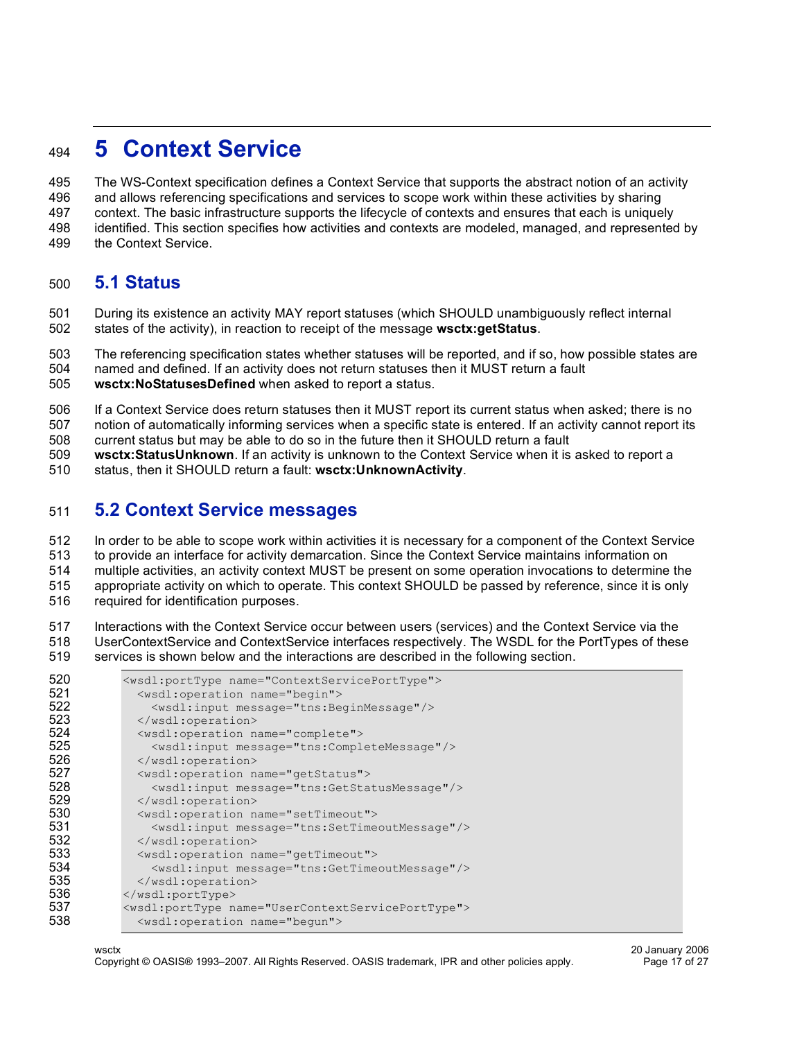# 5 Context Service

The WS-Context specification defines a Context Service that supports the abstract notion of an activity and allows referencing specifications and services to scope work within these activities by sharing context. The basic infrastructure supports the lifecycle of contexts and ensures that each is uniquely identified. This section specifies how activities and contexts are modeled, managed, and represented by the Context Service.

## 5.1 Status

During its existence an activity MAY report statuses (which SHOULD unambiguously reflect internal states of the activity), in reaction to receipt of the message **wsctx:getStatus**.

The referencing specification states whether statuses will be reported, and if so, how possible states are named and defined. If an activity does not return statuses then it MUST return a fault **wsctx:NoStatusesDefined** when asked to report a status.

If a Context Service does return statuses then it MUST report its current status when asked; there is no notion of automatically informing services when a specific state is entered. If an activity cannot report its current status but may be able to do so in the future then it SHOULD return a fault **wsctx:StatusUnknown**. If an activity is unknown to the Context Service when it is asked to report a status, then it SHOULD return a fault: **wsctx:UnknownActivity**.

## 5.2 Context Service messages

In order to be able to scope work within activities it is necessary for a component of the Context Service to provide an interface for activity demarcation. Since the Context Service maintains information on multiple activities, an activity context MUST be present on some operation invocations to determine the appropriate activity on which to operate. This context SHOULD be passed by reference, since it is only required for identification purposes.

Interactions with the Context Service occur between users (services) and the Context Service via the UserContextService and ContextService interfaces respectively. The WSDL for the PortTypes of these services is shown below and the interactions are described in the following section.

```
<wsdl:portType name="ContextServicePortType">
  <wsdl:operation name="begin">
    <wsdl:input message="tns:BeginMessage"/>
  </wsdl:operation>
  <wsdl:operation name="complete">
    <wsdl:input message="tns:CompleteMessage"/>
  </wsdl:operation>
  <wsdl:operation name="getStatus">
    <wsdl:input message="tns:GetStatusMessage"/>
  </wsdl:operation>
  <wsdl:operation name="setTimeout">
    <wsdl:input message="tns:SetTimeoutMessage"/>
  </wsdl:operation>
  <wsdl:operation name="getTimeout">
    <wsdl:input message="tns:GetTimeoutMessage"/>
  </wsdl:operation>
</wsdl:portType>
<wsdl:portType name="UserContextServicePortType">
  <wsdl:operation name="begun">
```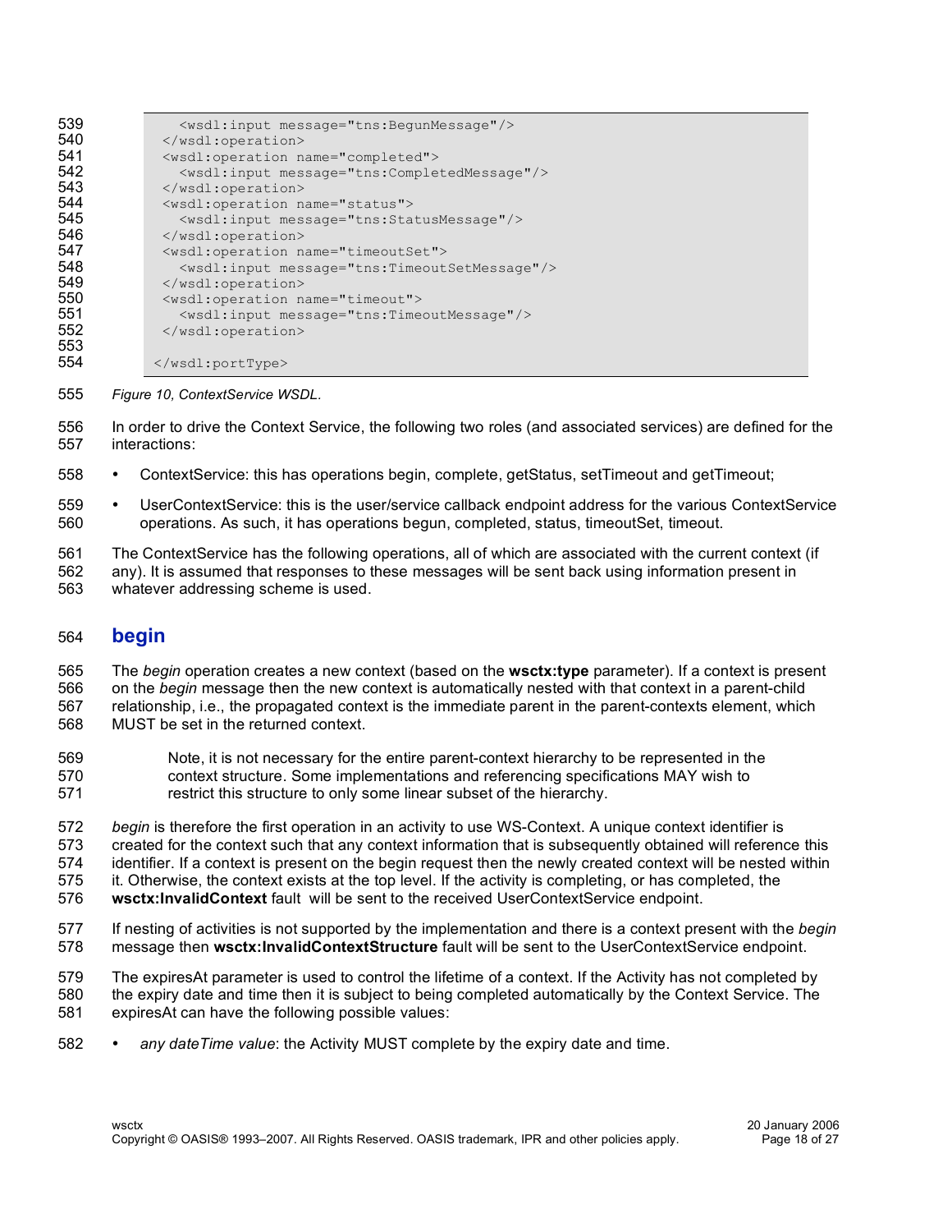```
          <wsdl:input message="tns:BegunMessage"/>
        </wsdl:operation>
        <wsdl:operation name="completed">
          <wsdl:input message="tns:CompletedMessage"/>
        </wsdl:operation>
        <wsdl:operation name="status">
          <wsdl:input message="tns:StatusMessage"/>
        </wsdl:operation>
        <wsdl:operation name="timeoutSet">
          <wsdl:input message="tns:TimeoutSetMessage"/>
        </wsdl:operation>
        <wsdl:operation name="timeout">
          <wsdl:input message="tns:TimeoutMessage"/>
        </wsdl:operation>

      </wsdl:portType>
```

*Figure 10, ContextService WSDL.*

In order to drive the Context Service, the following two roles (and associated services) are defined for the interactions:

- ContextService: this has operations begin, complete, getStatus, setTimeout and getTimeout;
- UserContextService: this is the user/service callback endpoint address for the various ContextService operations. As such, it has operations begun, completed, status, timeoutSet, timeout.

The ContextService has the following operations, all of which are associated with the current context (if any). It is assumed that responses to these messages will be sent back using information present in whatever addressing scheme is used.

## begin

The *begin* operation creates a new context (based on the **wsctx:type** parameter). If a context is present on the *begin* message then the new context is automatically nested with that context in a parent-child relationship, i.e., the propagated context is the immediate parent in the parent-contexts element, which MUST be set in the returned context.

> Note, it is not necessary for the entire parent-context hierarchy to be represented in the context structure. Some implementations and referencing specifications MAY wish to restrict this structure to only some linear subset of the hierarchy.

*begin* is therefore the first operation in an activity to use WS-Context. A unique context identifier is created for the context such that any context information that is subsequently obtained will reference this identifier. If a context is present on the begin request then the newly created context will be nested within it. Otherwise, the context exists at the top level. If the activity is completing, or has completed, the **wsctx:InvalidContext** fault will be sent to the received UserContextService endpoint.

If nesting of activities is not supported by the implementation and there is a context present with the *begin* message then **wsctx:InvalidContextStructure** fault will be sent to the UserContextService endpoint.

The expiresAt parameter is used to control the lifetime of a context. If the Activity has not completed by the expiry date and time then it is subject to being completed automatically by the Context Service. The expiresAt can have the following possible values:

- *any dateTime value*: the Activity MUST complete by the expiry date and time.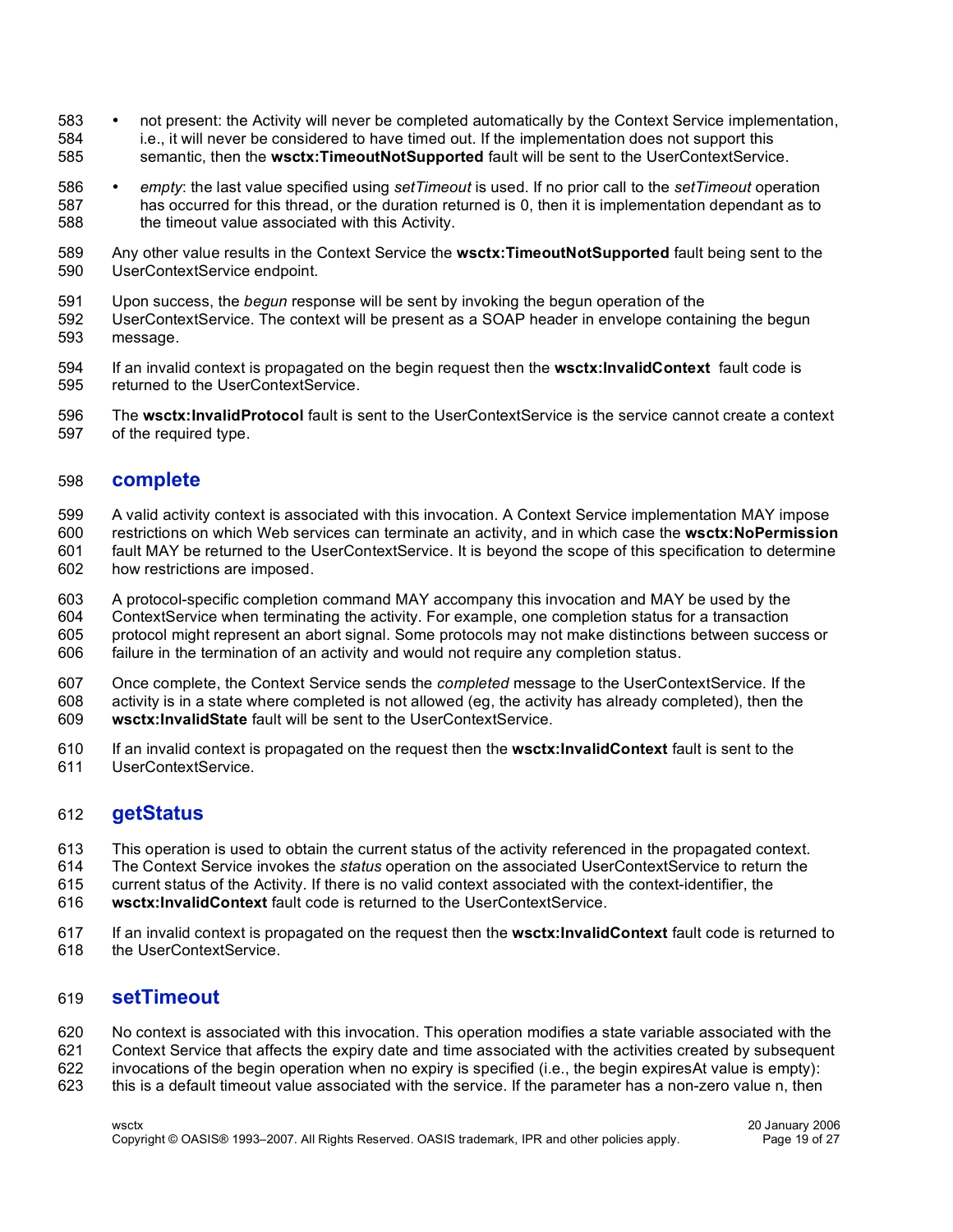- not present: the Activity will never be completed automatically by the Context Service implementation, i.e., it will never be considered to have timed out. If the implementation does not support this semantic, then the **wsctx:TimeoutNotSupported** fault will be sent to the UserContextService.
- *empty*: the last value specified using *setTimeout* is used. If no prior call to the *setTimeout* operation has occurred for this thread, or the duration returned is 0, then it is implementation dependant as to the timeout value associated with this Activity.

Any other value results in the Context Service the **wsctx:TimeoutNotSupported** fault being sent to the UserContextService endpoint.

Upon success, the *begun* response will be sent by invoking the begun operation of the UserContextService. The context will be present as a SOAP header in envelope containing the begun message.

If an invalid context is propagated on the begin request then the **wsctx:InvalidContext** fault code is returned to the UserContextService.

The **wsctx:InvalidProtocol** fault is sent to the UserContextService is the service cannot create a context of the required type.

## complete

A valid activity context is associated with this invocation. A Context Service implementation MAY impose restrictions on which Web services can terminate an activity, and in which case the **wsctx:NoPermission** fault MAY be returned to the UserContextService. It is beyond the scope of this specification to determine how restrictions are imposed.

A protocol-specific completion command MAY accompany this invocation and MAY be used by the ContextService when terminating the activity. For example, one completion status for a transaction protocol might represent an abort signal. Some protocols may not make distinctions between success or failure in the termination of an activity and would not require any completion status.

Once complete, the Context Service sends the *completed* message to the UserContextService. If the activity is in a state where completed is not allowed (eg, the activity has already completed), then the **wsctx:InvalidState** fault will be sent to the UserContextService.

If an invalid context is propagated on the request then the **wsctx:InvalidContext** fault is sent to the UserContextService.

## getStatus

This operation is used to obtain the current status of the activity referenced in the propagated context. The Context Service invokes the *status* operation on the associated UserContextService to return the current status of the Activity. If there is no valid context associated with the context-identifier, the **wsctx:InvalidContext** fault code is returned to the UserContextService.

If an invalid context is propagated on the request then the **wsctx:InvalidContext** fault code is returned to the UserContextService.

## setTimeout

No context is associated with this invocation. This operation modifies a state variable associated with the Context Service that affects the expiry date and time associated with the activities created by subsequent invocations of the begin operation when no expiry is specified (i.e., the begin expiresAt value is empty): this is a default timeout value associated with the service. If the parameter has a non-zero value n, then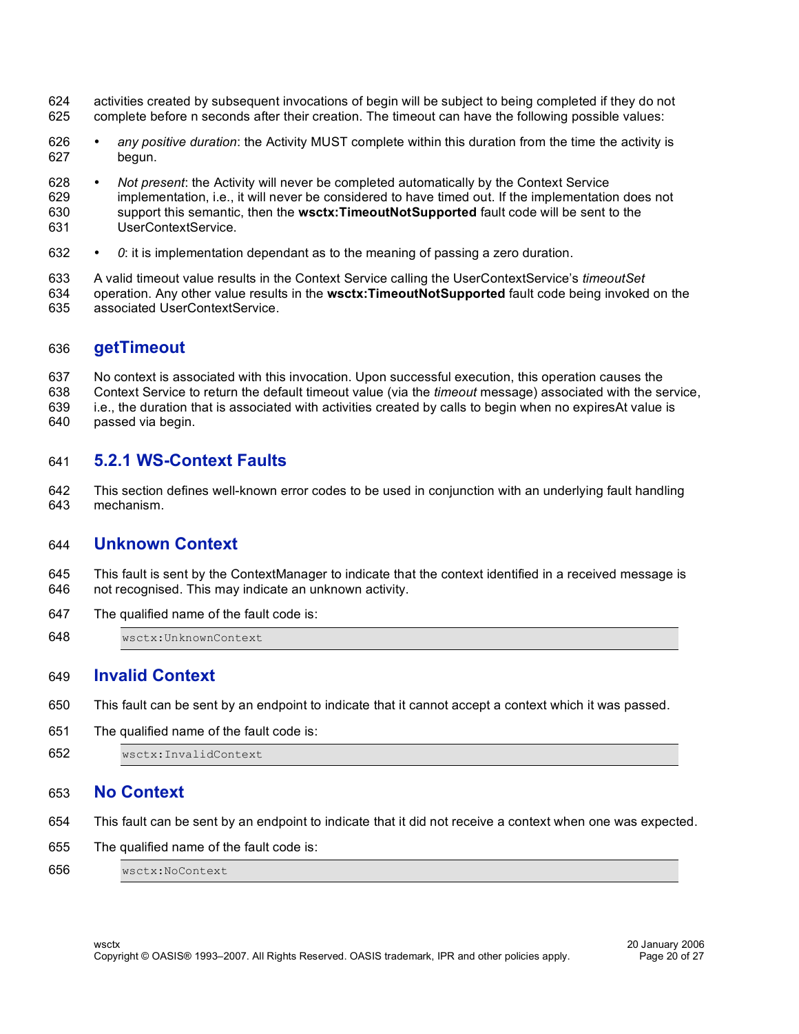activities created by subsequent invocations of begin will be subject to being completed if they do not complete before n seconds after their creation. The timeout can have the following possible values:

- *any positive duration*: the Activity MUST complete within this duration from the time the activity is begun.
- *Not present*: the Activity will never be completed automatically by the Context Service implementation, i.e., it will never be considered to have timed out. If the implementation does not support this semantic, then the **wsctx:TimeoutNotSupported** fault code will be sent to the UserContextService.
- *0*: it is implementation dependant as to the meaning of passing a zero duration.

A valid timeout value results in the Context Service calling the UserContextService's *timeoutSet* operation. Any other value results in the **wsctx:TimeoutNotSupported** fault code being invoked on the associated UserContextService.

### getTimeout

No context is associated with this invocation. Upon successful execution, this operation causes the Context Service to return the default timeout value (via the *timeout* message) associated with the service, i.e., the duration that is associated with activities created by calls to begin when no expiresAt value is passed via begin.

## 5.2.1 WS-Context Faults

This section defines well-known error codes to be used in conjunction with an underlying fault handling mechanism.

### Unknown Context

This fault is sent by the ContextManager to indicate that the context identified in a received message is not recognised. This may indicate an unknown activity.

The qualified name of the fault code is:

```
wsctx:UnknownContext
```

### Invalid Context

This fault can be sent by an endpoint to indicate that it cannot accept a context which it was passed.

The qualified name of the fault code is:

```
wsctx:InvalidContext
```

### No Context

This fault can be sent by an endpoint to indicate that it did not receive a context when one was expected.

The qualified name of the fault code is:

```
wsctx:NoContext
```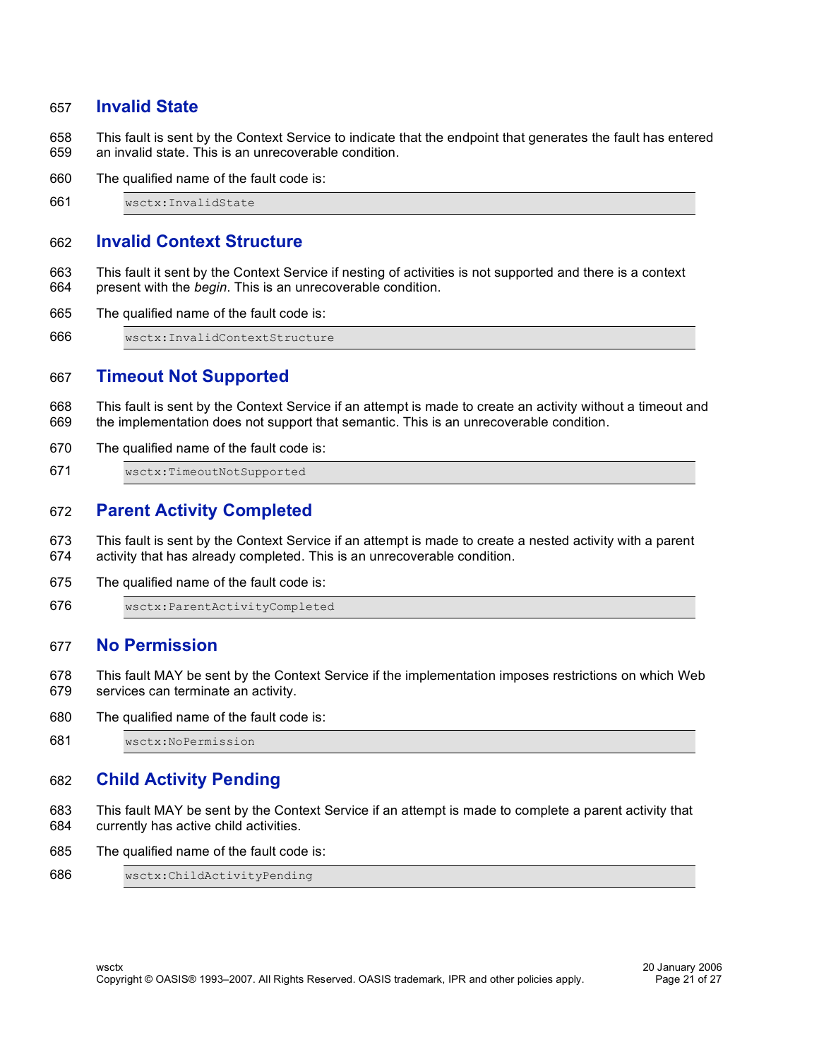### Invalid State

This fault is sent by the Context Service to indicate that the endpoint that generates the fault has entered an invalid state. This is an unrecoverable condition.

The qualified name of the fault code is:

```
wsctx:InvalidState
```

### Invalid Context Structure

This fault it sent by the Context Service if nesting of activities is not supported and there is a context present with the *begin*. This is an unrecoverable condition.

The qualified name of the fault code is:

```
wsctx:InvalidContextStructure
```

### Timeout Not Supported

This fault is sent by the Context Service if an attempt is made to create an activity without a timeout and the implementation does not support that semantic. This is an unrecoverable condition.

The qualified name of the fault code is:

```
wsctx:TimeoutNotSupported
```

### Parent Activity Completed

This fault is sent by the Context Service if an attempt is made to create a nested activity with a parent activity that has already completed. This is an unrecoverable condition.

The qualified name of the fault code is:

```
wsctx:ParentActivityCompleted
```

### No Permission

This fault MAY be sent by the Context Service if the implementation imposes restrictions on which Web services can terminate an activity.

The qualified name of the fault code is:

```
wsctx:NoPermission
```

### Child Activity Pending

This fault MAY be sent by the Context Service if an attempt is made to complete a parent activity that currently has active child activities.

The qualified name of the fault code is:

```
wsctx:ChildActivityPending
```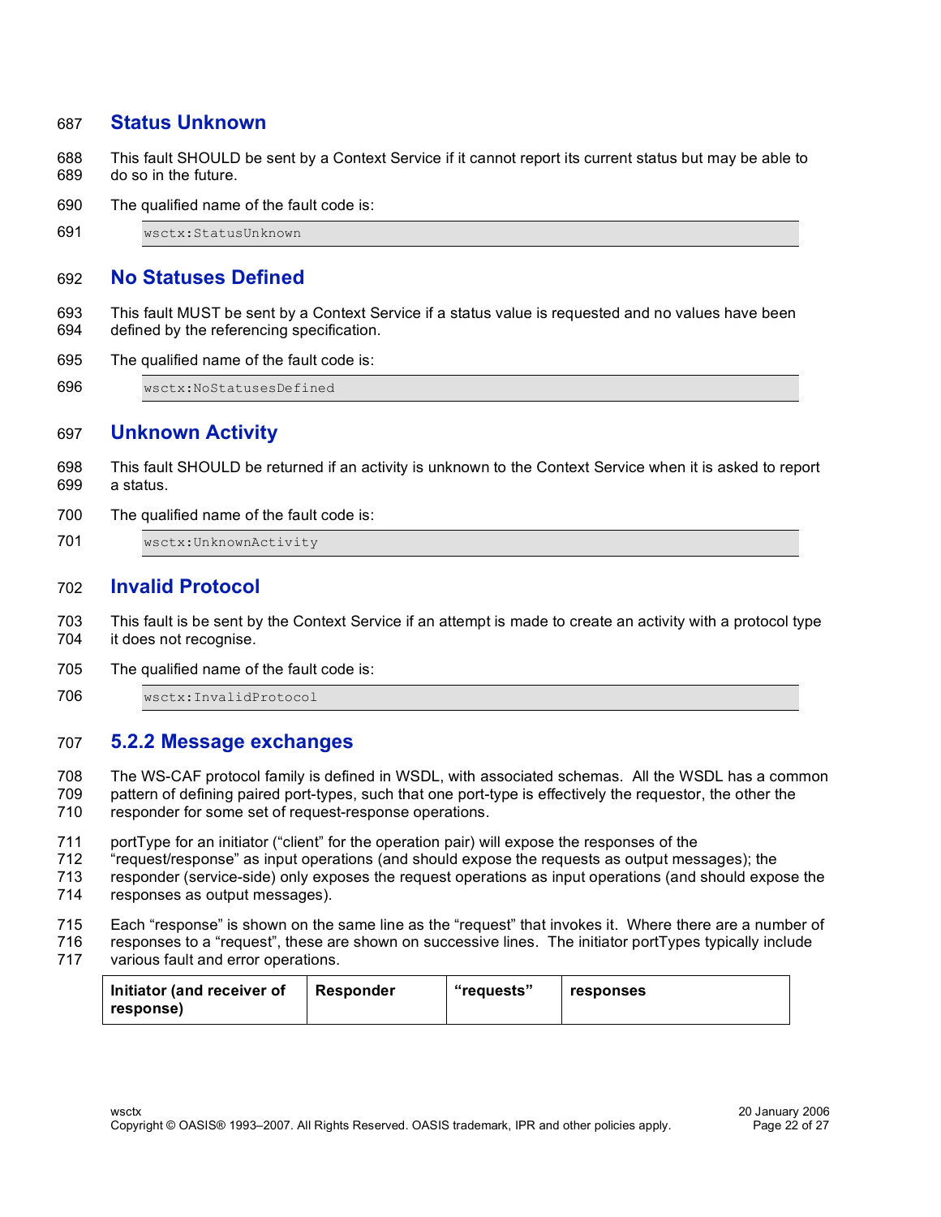#### Status Unknown

This fault SHOULD be sent by a Context Service if it cannot report its current status but may be able to do so in the future.

The qualified name of the fault code is:

```
wsctx:StatusUnknown
```

#### No Statuses Defined

This fault MUST be sent by a Context Service if a status value is requested and no values have been defined by the referencing specification.

The qualified name of the fault code is:

```
wsctx:NoStatusesDefined
```

#### Unknown Activity

This fault SHOULD be returned if an activity is unknown to the Context Service when it is asked to report a status.

The qualified name of the fault code is:

```
wsctx:UnknownActivity
```

#### Invalid Protocol

This fault is be sent by the Context Service if an attempt is made to create an activity with a protocol type it does not recognise.

The qualified name of the fault code is:

```
wsctx:InvalidProtocol
```

### 5.2.2 Message exchanges

The WS-CAF protocol family is defined in WSDL, with associated schemas. All the WSDL has a common pattern of defining paired port-types, such that one port-type is effectively the requestor, the other the responder for some set of request-response operations.

portType for an initiator ("client" for the operation pair) will expose the responses of the "request/response" as input operations (and should expose the requests as output messages); the responder (service-side) only exposes the request operations as input operations (and should expose the responses as output messages).

Each "response" is shown on the same line as the "request" that invokes it. Where there are a number of responses to a "request", these are shown on successive lines. The initiator portTypes typically include various fault and error operations.

| Initiator (and receiver of response) | Responder | "requests" | responses |
|---|---|---|---|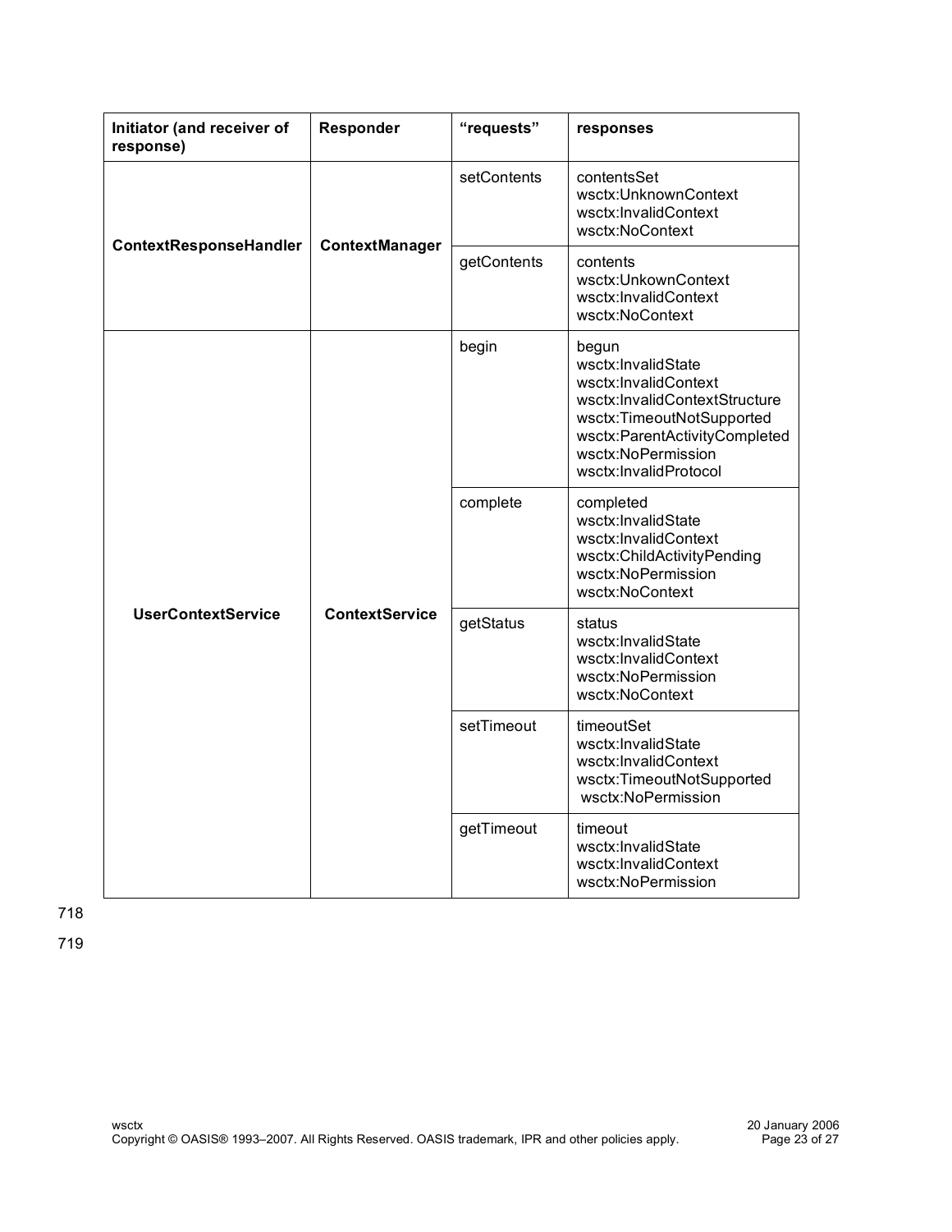| Initiator (and receiver of response) | Responder | "requests" | responses |
|---|---|---|---|
| **ContextResponseHandler** | **ContextManager** | setContents | contentsSet<br>wsctx:UnknownContext<br>wsctx:InvalidContext<br>wsctx:NoContext |
| | | getContents | contents<br>wsctx:UnkownContext<br>wsctx:InvalidContext<br>wsctx:NoContext |
| **UserContextService** | **ContextService** | begin | begun<br>wsctx:InvalidState<br>wsctx:InvalidContext<br>wsctx:InvalidContextStructure<br>wsctx:TimeoutNotSupported<br>wsctx:ParentActivityCompleted<br>wsctx:NoPermission<br>wsctx:InvalidProtocol |
| | | complete | completed<br>wsctx:InvalidState<br>wsctx:InvalidContext<br>wsctx:ChildActivityPending<br>wsctx:NoPermission<br>wsctx:NoContext |
| | | getStatus | status<br>wsctx:InvalidState<br>wsctx:InvalidContext<br>wsctx:NoPermission<br>wsctx:NoContext |
| | | setTimeout | timeoutSet<br>wsctx:InvalidState<br>wsctx:InvalidContext<br>wsctx:TimeoutNotSupported<br>wsctx:NoPermission |
| | | getTimeout | timeout<br>wsctx:InvalidState<br>wsctx:InvalidContext<br>wsctx:NoPermission |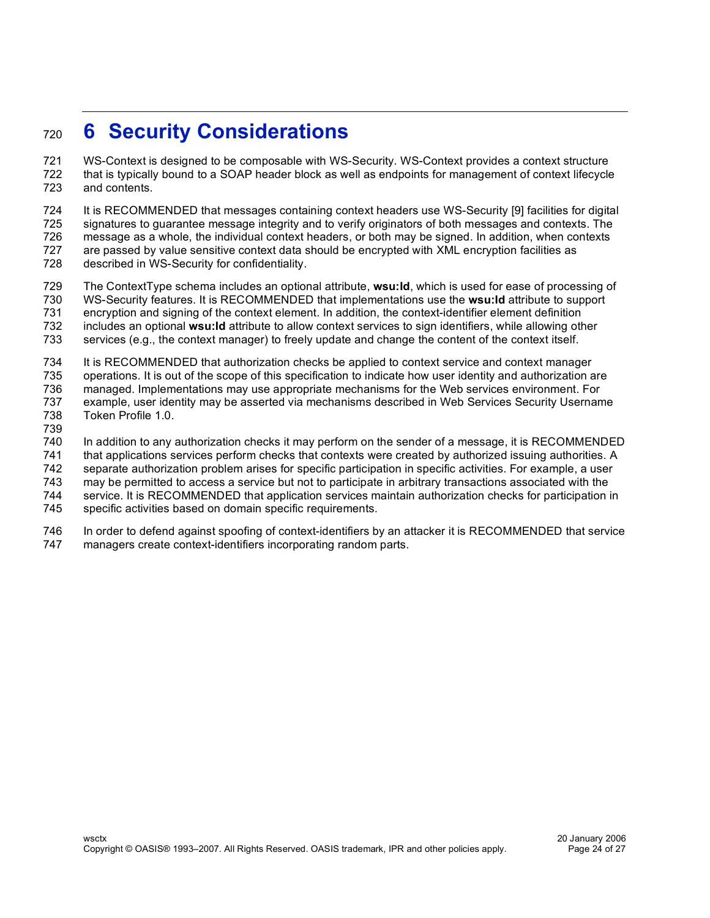# 6 Security Considerations

WS-Context is designed to be composable with WS-Security. WS-Context provides a context structure that is typically bound to a SOAP header block as well as endpoints for management of context lifecycle and contents.

It is RECOMMENDED that messages containing context headers use WS-Security [9] facilities for digital signatures to guarantee message integrity and to verify originators of both messages and contexts. The message as a whole, the individual context headers, or both may be signed. In addition, when contexts are passed by value sensitive context data should be encrypted with XML encryption facilities as described in WS-Security for confidentiality.

The ContextType schema includes an optional attribute, **wsu:Id**, which is used for ease of processing of WS-Security features. It is RECOMMENDED that implementations use the **wsu:Id** attribute to support encryption and signing of the context element. In addition, the context-identifier element definition includes an optional **wsu:Id** attribute to allow context services to sign identifiers, while allowing other services (e.g., the context manager) to freely update and change the content of the context itself.

It is RECOMMENDED that authorization checks be applied to context service and context manager operations. It is out of the scope of this specification to indicate how user identity and authorization are managed. Implementations may use appropriate mechanisms for the Web services environment. For example, user identity may be asserted via mechanisms described in Web Services Security Username Token Profile 1.0.

In addition to any authorization checks it may perform on the sender of a message, it is RECOMMENDED that applications services perform checks that contexts were created by authorized issuing authorities. A separate authorization problem arises for specific participation in specific activities. For example, a user may be permitted to access a service but not to participate in arbitrary transactions associated with the service. It is RECOMMENDED that application services maintain authorization checks for participation in specific activities based on domain specific requirements.

In order to defend against spoofing of context-identifiers by an attacker it is RECOMMENDED that service managers create context-identifiers incorporating random parts.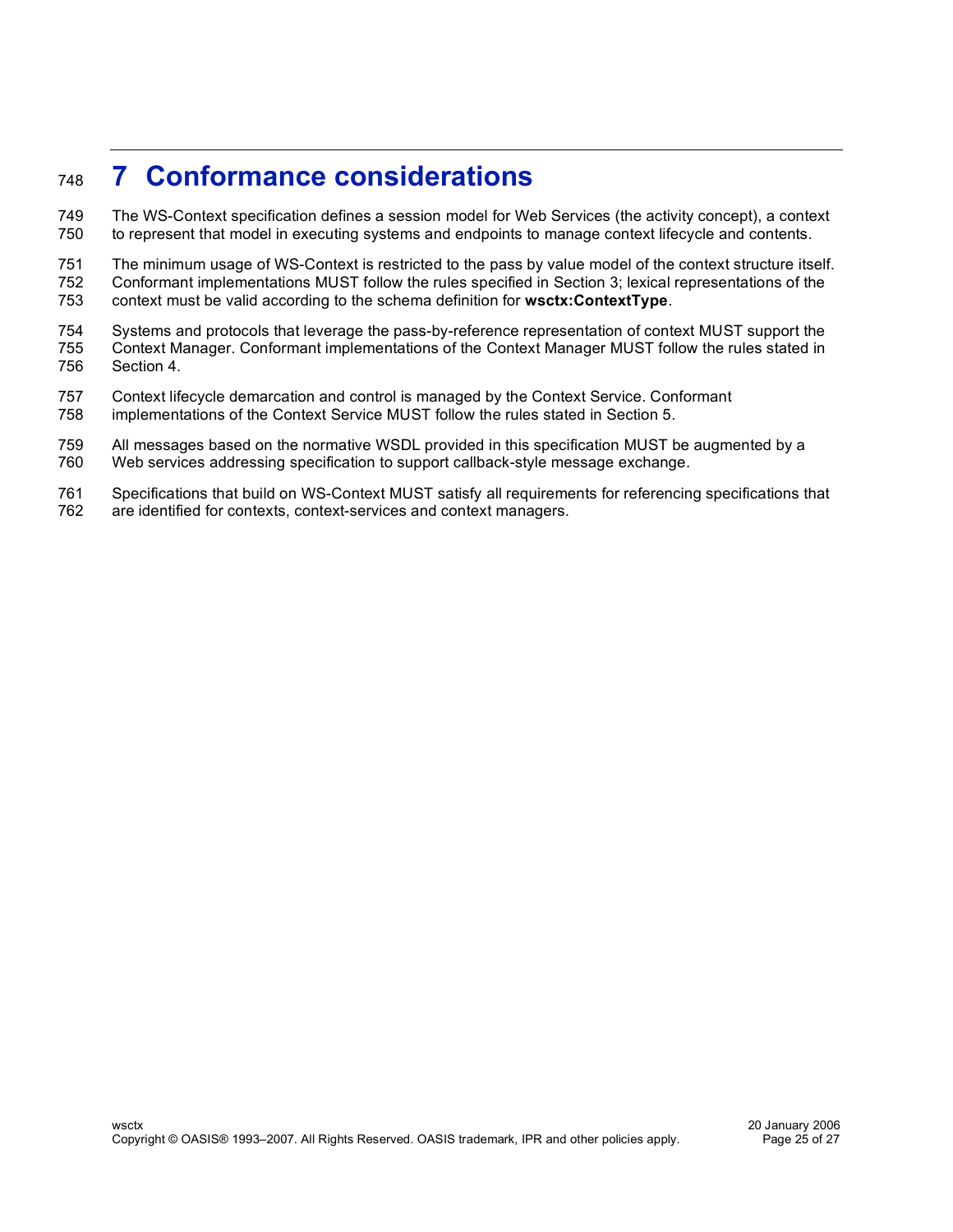# 7 Conformance considerations

The WS-Context specification defines a session model for Web Services (the activity concept), a context to represent that model in executing systems and endpoints to manage context lifecycle and contents.

The minimum usage of WS-Context is restricted to the pass by value model of the context structure itself. Conformant implementations MUST follow the rules specified in Section 3; lexical representations of the context must be valid according to the schema definition for **wsctx:ContextType**.

Systems and protocols that leverage the pass-by-reference representation of context MUST support the Context Manager. Conformant implementations of the Context Manager MUST follow the rules stated in Section 4.

Context lifecycle demarcation and control is managed by the Context Service. Conformant implementations of the Context Service MUST follow the rules stated in Section 5.

All messages based on the normative WSDL provided in this specification MUST be augmented by a Web services addressing specification to support callback-style message exchange.

Specifications that build on WS-Context MUST satisfy all requirements for referencing specifications that are identified for contexts, context-services and context managers.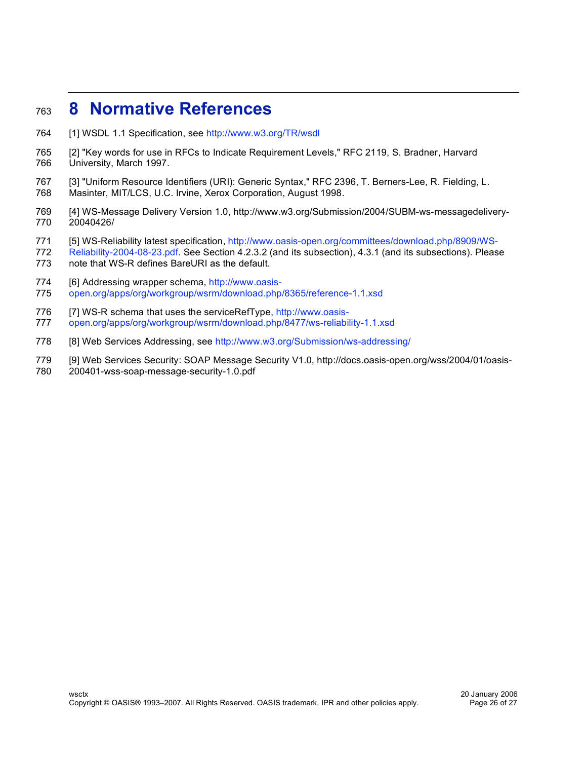# 8 Normative References

[1] WSDL 1.1 Specification, see http://www.w3.org/TR/wsdl

[2] "Key words for use in RFCs to Indicate Requirement Levels," RFC 2119, S. Bradner, Harvard University, March 1997.

[3] "Uniform Resource Identifiers (URI): Generic Syntax," RFC 2396, T. Berners-Lee, R. Fielding, L. Masinter, MIT/LCS, U.C. Irvine, Xerox Corporation, August 1998.

[4] WS-Message Delivery Version 1.0, http://www.w3.org/Submission/2004/SUBM-ws-messagedelivery-20040426/

[5] WS-Reliability latest specification, http://www.oasis-open.org/committees/download.php/8909/WS-Reliability-2004-08-23.pdf. See Section 4.2.3.2 (and its subsection), 4.3.1 (and its subsections). Please note that WS-R defines BareURI as the default.

[6] Addressing wrapper schema, http://www.oasis-open.org/apps/org/workgroup/wsrm/download.php/8365/reference-1.1.xsd

[7] WS-R schema that uses the serviceRefType, http://www.oasis-open.org/apps/org/workgroup/wsrm/download.php/8477/ws-reliability-1.1.xsd

[8] Web Services Addressing, see http://www.w3.org/Submission/ws-addressing/

[9] Web Services Security: SOAP Message Security V1.0, http://docs.oasis-open.org/wss/2004/01/oasis-200401-wss-soap-message-security-1.0.pdf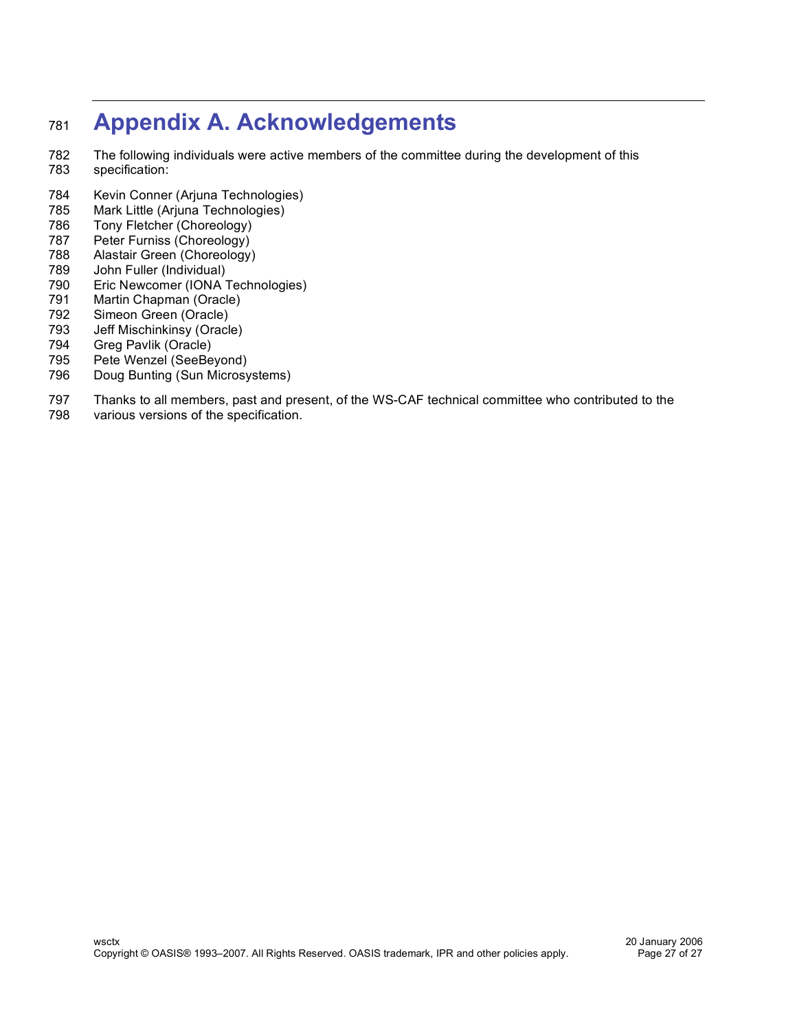# Appendix A. Acknowledgements

The following individuals were active members of the committee during the development of this specification:

Kevin Conner (Arjuna Technologies)
Mark Little (Arjuna Technologies)
Tony Fletcher (Choreology)
Peter Furniss (Choreology)
Alastair Green (Choreology)
John Fuller (Individual)
Eric Newcomer (IONA Technologies)
Martin Chapman (Oracle)
Simeon Green (Oracle)
Jeff Mischinkinsy (Oracle)
Greg Pavlik (Oracle)
Pete Wenzel (SeeBeyond)
Doug Bunting (Sun Microsystems)

Thanks to all members, past and present, of the WS-CAF technical committee who contributed to the various versions of the specification.